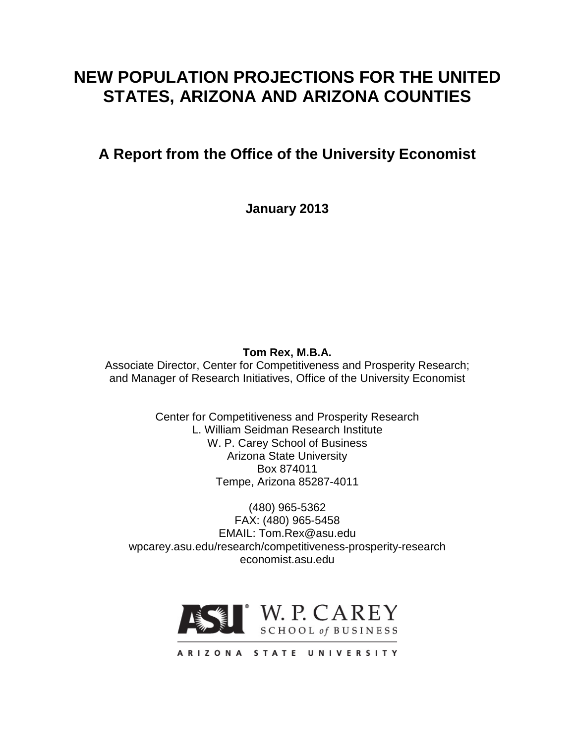# NEW POPULATION PROJECTIONS FOR THE UNITED STATES, ARIZONA AND ARIZONA COUNTIES

## A Report from the Office of the University Economist

**January 2013**

**Tom Rex, M.B.A.**
Associate Director, Center for Competitiveness and Prosperity Research;
and Manager of Research Initiatives, Office of the University Economist

Center for Competitiveness and Prosperity Research
L. William Seidman Research Institute
W. P. Carey School of Business
Arizona State University
Box 874011
Tempe, Arizona 85287-4011

(480) 965-5362
FAX: (480) 965-5458
EMAIL: Tom.Rex@asu.edu
wpcarey.asu.edu/research/competitiveness-prosperity-research
economist.asu.edu

ASU W. P. CAREY SCHOOL of BUSINESS
ARIZONA STATE UNIVERSITY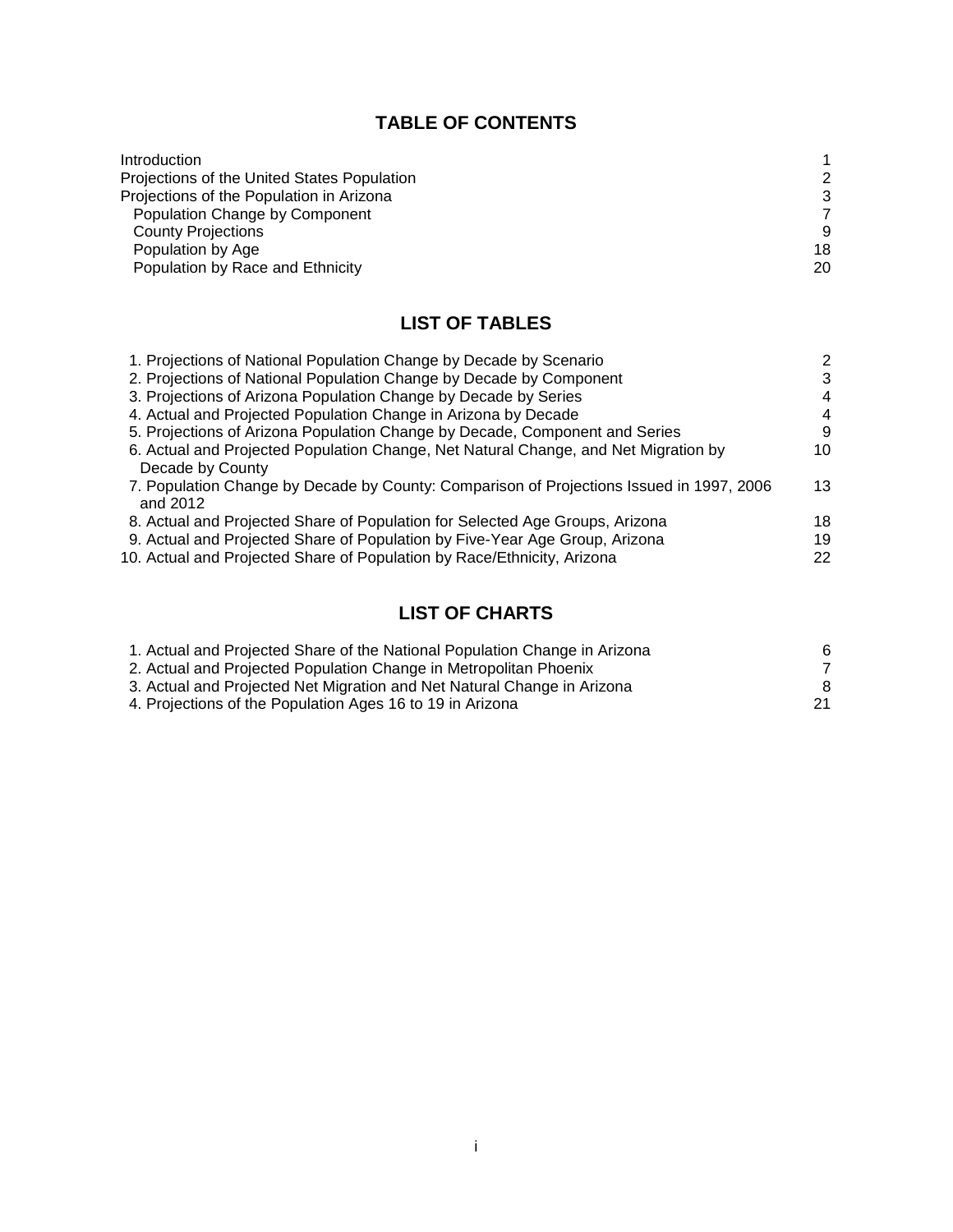## TABLE OF CONTENTS

| | |
|---|---|
| Introduction | 1 |
| Projections of the United States Population | 2 |
| Projections of the Population in Arizona | 3 |
| Population Change by Component | 7 |
| County Projections | 9 |
| Population by Age | 18 |
| Population by Race and Ethnicity | 20 |

## LIST OF TABLES

| | |
|---|---|
| 1. Projections of National Population Change by Decade by Scenario | 2 |
| 2. Projections of National Population Change by Decade by Component | 3 |
| 3. Projections of Arizona Population Change by Decade by Series | 4 |
| 4. Actual and Projected Population Change in Arizona by Decade | 4 |
| 5. Projections of Arizona Population Change by Decade, Component and Series | 9 |
| 6. Actual and Projected Population Change, Net Natural Change, and Net Migration by Decade by County | 10 |
| 7. Population Change by Decade by County: Comparison of Projections Issued in 1997, 2006 and 2012 | 13 |
| 8. Actual and Projected Share of Population for Selected Age Groups, Arizona | 18 |
| 9. Actual and Projected Share of Population by Five-Year Age Group, Arizona | 19 |
| 10. Actual and Projected Share of Population by Race/Ethnicity, Arizona | 22 |

## LIST OF CHARTS

| | |
|---|---|
| 1. Actual and Projected Share of the National Population Change in Arizona | 6 |
| 2. Actual and Projected Population Change in Metropolitan Phoenix | 7 |
| 3. Actual and Projected Net Migration and Net Natural Change in Arizona | 8 |
| 4. Projections of the Population Ages 16 to 19 in Arizona | 21 |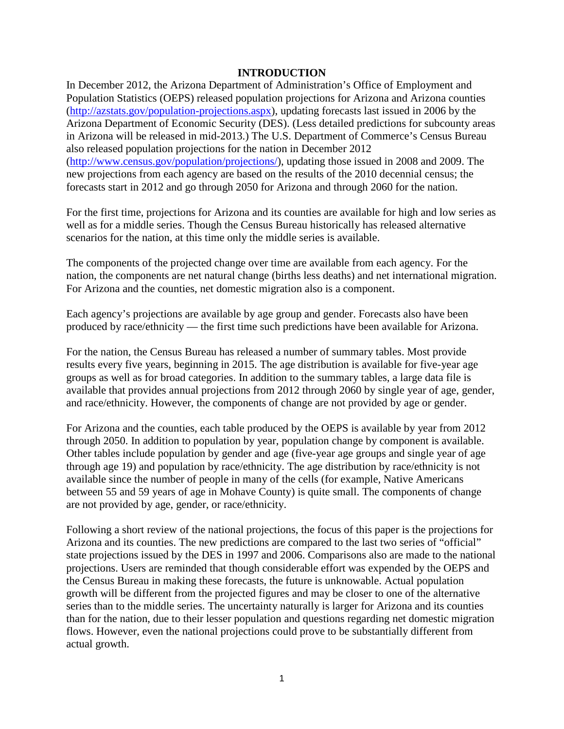# INTRODUCTION

In December 2012, the Arizona Department of Administration's Office of Employment and Population Statistics (OEPS) released population projections for Arizona and Arizona counties (http://azstats.gov/population-projections.aspx), updating forecasts last issued in 2006 by the Arizona Department of Economic Security (DES). (Less detailed predictions for subcounty areas in Arizona will be released in mid-2013.) The U.S. Department of Commerce's Census Bureau also released population projections for the nation in December 2012 (http://www.census.gov/population/projections/), updating those issued in 2008 and 2009. The new projections from each agency are based on the results of the 2010 decennial census; the forecasts start in 2012 and go through 2050 for Arizona and through 2060 for the nation.

For the first time, projections for Arizona and its counties are available for high and low series as well as for a middle series. Though the Census Bureau historically has released alternative scenarios for the nation, at this time only the middle series is available.

The components of the projected change over time are available from each agency. For the nation, the components are net natural change (births less deaths) and net international migration. For Arizona and the counties, net domestic migration also is a component.

Each agency's projections are available by age group and gender. Forecasts also have been produced by race/ethnicity — the first time such predictions have been available for Arizona.

For the nation, the Census Bureau has released a number of summary tables. Most provide results every five years, beginning in 2015. The age distribution is available for five-year age groups as well as for broad categories. In addition to the summary tables, a large data file is available that provides annual projections from 2012 through 2060 by single year of age, gender, and race/ethnicity. However, the components of change are not provided by age or gender.

For Arizona and the counties, each table produced by the OEPS is available by year from 2012 through 2050. In addition to population by year, population change by component is available. Other tables include population by gender and age (five-year age groups and single year of age through age 19) and population by race/ethnicity. The age distribution by race/ethnicity is not available since the number of people in many of the cells (for example, Native Americans between 55 and 59 years of age in Mohave County) is quite small. The components of change are not provided by age, gender, or race/ethnicity.

Following a short review of the national projections, the focus of this paper is the projections for Arizona and its counties. The new predictions are compared to the last two series of "official" state projections issued by the DES in 1997 and 2006. Comparisons also are made to the national projections. Users are reminded that though considerable effort was expended by the OEPS and the Census Bureau in making these forecasts, the future is unknowable. Actual population growth will be different from the projected figures and may be closer to one of the alternative series than to the middle series. The uncertainty naturally is larger for Arizona and its counties than for the nation, due to their lesser population and questions regarding net domestic migration flows. However, even the national projections could prove to be substantially different from actual growth.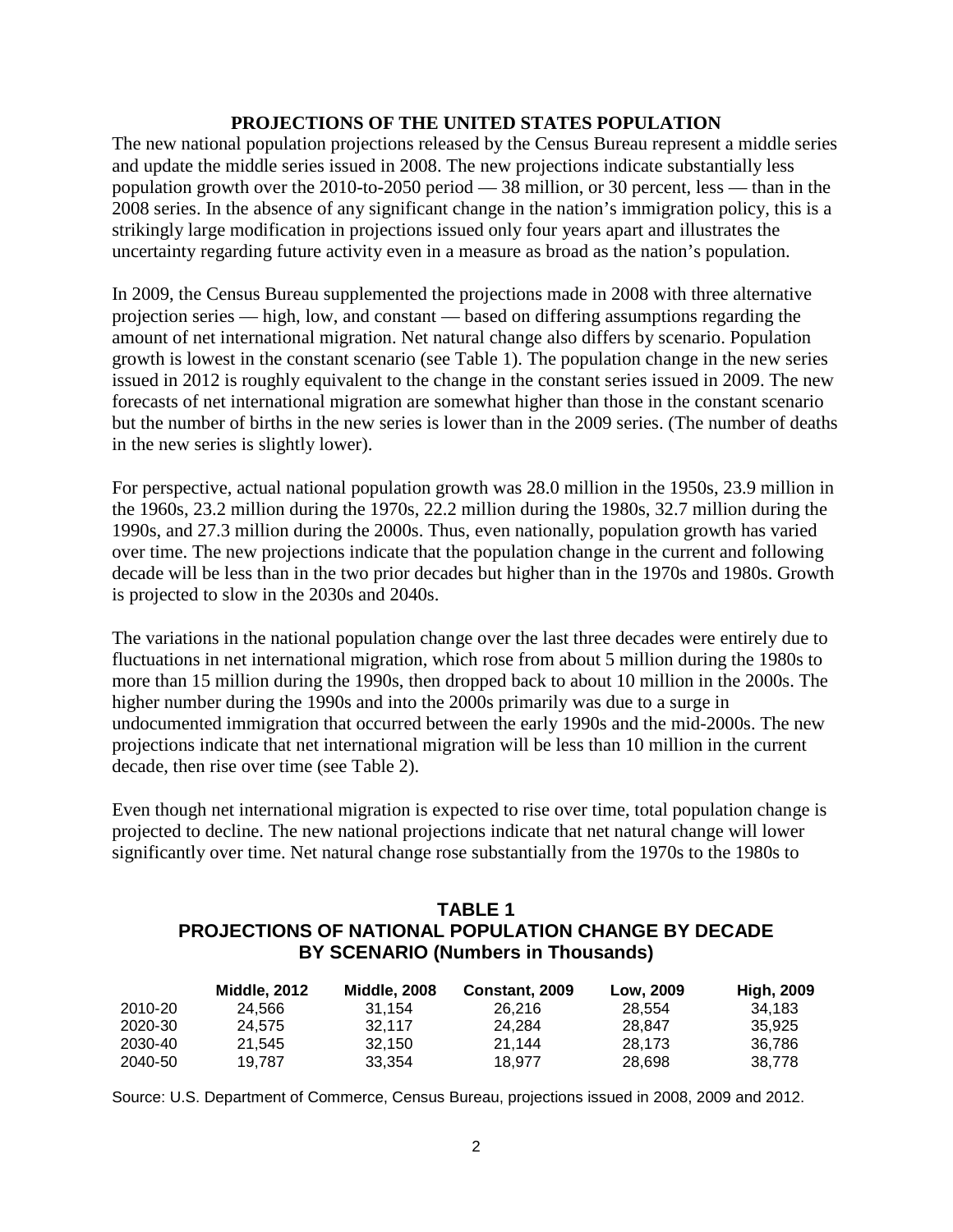# PROJECTIONS OF THE UNITED STATES POPULATION

The new national population projections released by the Census Bureau represent a middle series and update the middle series issued in 2008. The new projections indicate substantially less population growth over the 2010-to-2050 period — 38 million, or 30 percent, less — than in the 2008 series. In the absence of any significant change in the nation's immigration policy, this is a strikingly large modification in projections issued only four years apart and illustrates the uncertainty regarding future activity even in a measure as broad as the nation's population.

In 2009, the Census Bureau supplemented the projections made in 2008 with three alternative projection series — high, low, and constant — based on differing assumptions regarding the amount of net international migration. Net natural change also differs by scenario. Population growth is lowest in the constant scenario (see Table 1). The population change in the new series issued in 2012 is roughly equivalent to the change in the constant series issued in 2009. The new forecasts of net international migration are somewhat higher than those in the constant scenario but the number of births in the new series is lower than in the 2009 series. (The number of deaths in the new series is slightly lower).

For perspective, actual national population growth was 28.0 million in the 1950s, 23.9 million in the 1960s, 23.2 million during the 1970s, 22.2 million during the 1980s, 32.7 million during the 1990s, and 27.3 million during the 2000s. Thus, even nationally, population growth has varied over time. The new projections indicate that the population change in the current and following decade will be less than in the two prior decades but higher than in the 1970s and 1980s. Growth is projected to slow in the 2030s and 2040s.

The variations in the national population change over the last three decades were entirely due to fluctuations in net international migration, which rose from about 5 million during the 1980s to more than 15 million during the 1990s, then dropped back to about 10 million in the 2000s. The higher number during the 1990s and into the 2000s primarily was due to a surge in undocumented immigration that occurred between the early 1990s and the mid-2000s. The new projections indicate that net international migration will be less than 10 million in the current decade, then rise over time (see Table 2).

Even though net international migration is expected to rise over time, total population change is projected to decline. The new national projections indicate that net natural change will lower significantly over time. Net natural change rose substantially from the 1970s to the 1980s to

## TABLE 1
## PROJECTIONS OF NATIONAL POPULATION CHANGE BY DECADE BY SCENARIO (Numbers in Thousands)

| | Middle, 2012 | Middle, 2008 | Constant, 2009 | Low, 2009 | High, 2009 |
|---|---|---|---|---|---|
| 2010-20 | 24,566 | 31,154 | 26,216 | 28,554 | 34,183 |
| 2020-30 | 24,575 | 32,117 | 24,284 | 28,847 | 35,925 |
| 2030-40 | 21,545 | 32,150 | 21,144 | 28,173 | 36,786 |
| 2040-50 | 19,787 | 33,354 | 18,977 | 28,698 | 38,778 |

Source: U.S. Department of Commerce, Census Bureau, projections issued in 2008, 2009 and 2012.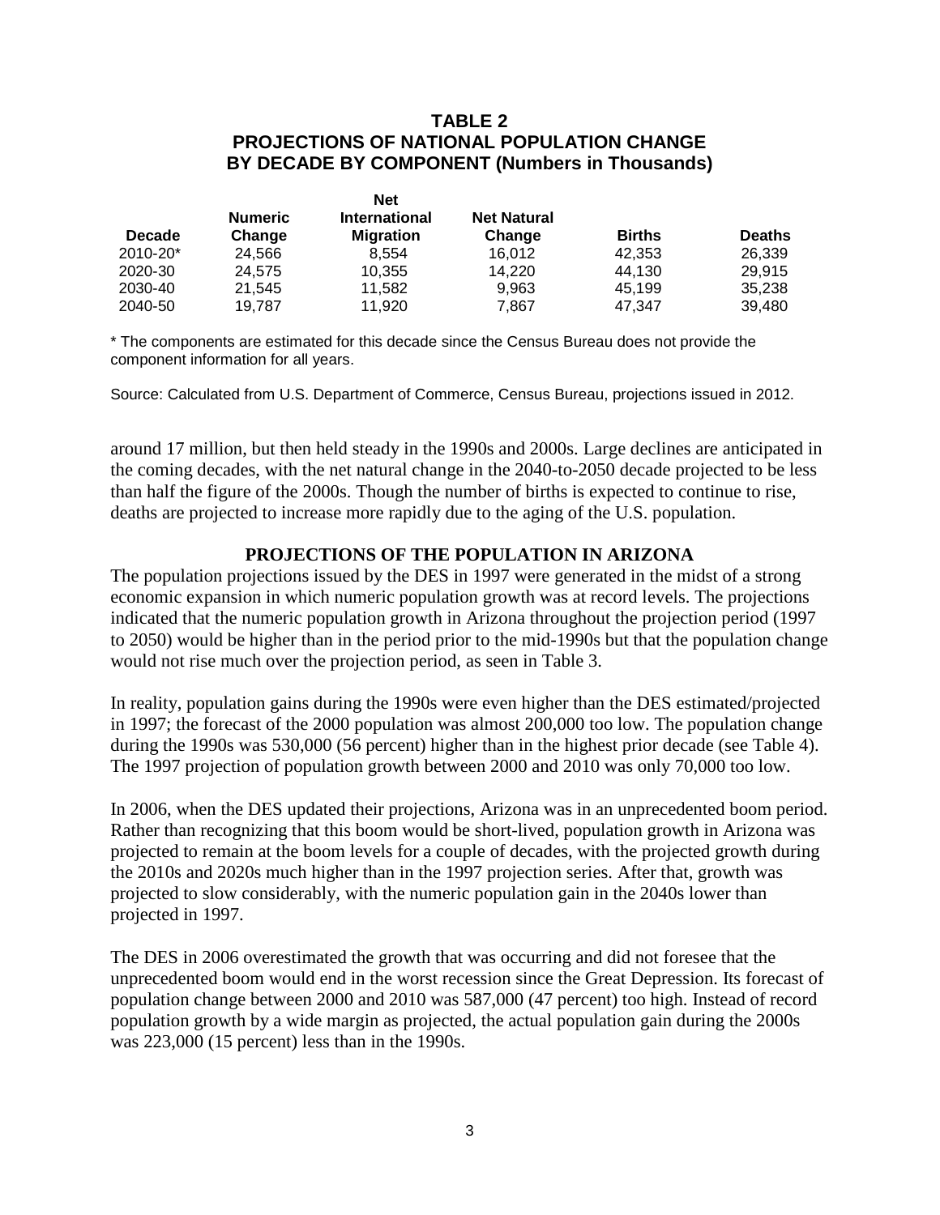## TABLE 2
## PROJECTIONS OF NATIONAL POPULATION CHANGE BY DECADE BY COMPONENT (Numbers in Thousands)

| Decade | Numeric Change | Net International Migration | Net Natural Change | Births | Deaths |
|---|---|---|---|---|---|
| 2010-20* | 24,566 | 8,554 | 16,012 | 42,353 | 26,339 |
| 2020-30 | 24,575 | 10,355 | 14,220 | 44,130 | 29,915 |
| 2030-40 | 21,545 | 11,582 | 9,963 | 45,199 | 35,238 |
| 2040-50 | 19,787 | 11,920 | 7,867 | 47,347 | 39,480 |

* The components are estimated for this decade since the Census Bureau does not provide the component information for all years.

Source: Calculated from U.S. Department of Commerce, Census Bureau, projections issued in 2012.

around 17 million, but then held steady in the 1990s and 2000s. Large declines are anticipated in the coming decades, with the net natural change in the 2040-to-2050 decade projected to be less than half the figure of the 2000s. Though the number of births is expected to continue to rise, deaths are projected to increase more rapidly due to the aging of the U.S. population.

## PROJECTIONS OF THE POPULATION IN ARIZONA

The population projections issued by the DES in 1997 were generated in the midst of a strong economic expansion in which numeric population growth was at record levels. The projections indicated that the numeric population growth in Arizona throughout the projection period (1997 to 2050) would be higher than in the period prior to the mid-1990s but that the population change would not rise much over the projection period, as seen in Table 3.

In reality, population gains during the 1990s were even higher than the DES estimated/projected in 1997; the forecast of the 2000 population was almost 200,000 too low. The population change during the 1990s was 530,000 (56 percent) higher than in the highest prior decade (see Table 4). The 1997 projection of population growth between 2000 and 2010 was only 70,000 too low.

In 2006, when the DES updated their projections, Arizona was in an unprecedented boom period. Rather than recognizing that this boom would be short-lived, population growth in Arizona was projected to remain at the boom levels for a couple of decades, with the projected growth during the 2010s and 2020s much higher than in the 1997 projection series. After that, growth was projected to slow considerably, with the numeric population gain in the 2040s lower than projected in 1997.

The DES in 2006 overestimated the growth that was occurring and did not foresee that the unprecedented boom would end in the worst recession since the Great Depression. Its forecast of population change between 2000 and 2010 was 587,000 (47 percent) too high. Instead of record population growth by a wide margin as projected, the actual population gain during the 2000s was 223,000 (15 percent) less than in the 1990s.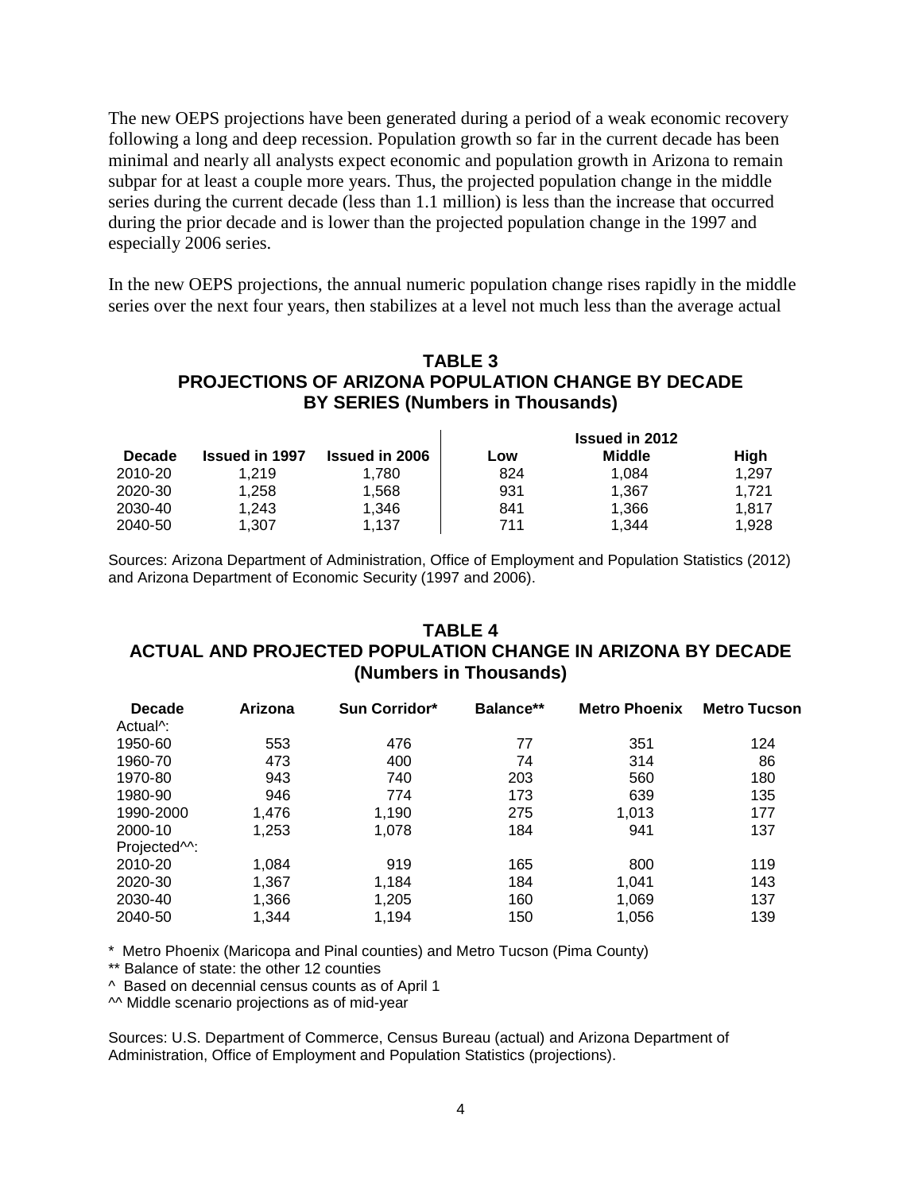The new OEPS projections have been generated during a period of a weak economic recovery following a long and deep recession. Population growth so far in the current decade has been minimal and nearly all analysts expect economic and population growth in Arizona to remain subpar for at least a couple more years. Thus, the projected population change in the middle series during the current decade (less than 1.1 million) is less than the increase that occurred during the prior decade and is lower than the projected population change in the 1997 and especially 2006 series.

In the new OEPS projections, the annual numeric population change rises rapidly in the middle series over the next four years, then stabilizes at a level not much less than the average actual

**TABLE 3**
**PROJECTIONS OF ARIZONA POPULATION CHANGE BY DECADE BY SERIES (Numbers in Thousands)**

| Decade | Issued in 1997 | Issued in 2006 | Issued in 2012 | | |
|---|---|---|---|---|---|
| | | | Low | Middle | High |
| 2010-20 | 1,219 | 1,780 | 824 | 1,084 | 1,297 |
| 2020-30 | 1,258 | 1,568 | 931 | 1,367 | 1,721 |
| 2030-40 | 1,243 | 1,346 | 841 | 1,366 | 1,817 |
| 2040-50 | 1,307 | 1,137 | 711 | 1,344 | 1,928 |

Sources: Arizona Department of Administration, Office of Employment and Population Statistics (2012) and Arizona Department of Economic Security (1997 and 2006).

**TABLE 4**
**ACTUAL AND PROJECTED POPULATION CHANGE IN ARIZONA BY DECADE (Numbers in Thousands)**

| Decade | Arizona | Sun Corridor* | Balance** | Metro Phoenix | Metro Tucson |
|---|---|---|---|---|---|
| Actual^: | | | | | |
| 1950-60 | 553 | 476 | 77 | 351 | 124 |
| 1960-70 | 473 | 400 | 74 | 314 | 86 |
| 1970-80 | 943 | 740 | 203 | 560 | 180 |
| 1980-90 | 946 | 774 | 173 | 639 | 135 |
| 1990-2000 | 1,476 | 1,190 | 275 | 1,013 | 177 |
| 2000-10 | 1,253 | 1,078 | 184 | 941 | 137 |
| Projected^^: | | | | | |
| 2010-20 | 1,084 | 919 | 165 | 800 | 119 |
| 2020-30 | 1,367 | 1,184 | 184 | 1,041 | 143 |
| 2030-40 | 1,366 | 1,205 | 160 | 1,069 | 137 |
| 2040-50 | 1,344 | 1,194 | 150 | 1,056 | 139 |

\* Metro Phoenix (Maricopa and Pinal counties) and Metro Tucson (Pima County)

** Balance of state: the other 12 counties

^ Based on decennial census counts as of April 1

^^ Middle scenario projections as of mid-year

Sources: U.S. Department of Commerce, Census Bureau (actual) and Arizona Department of Administration, Office of Employment and Population Statistics (projections).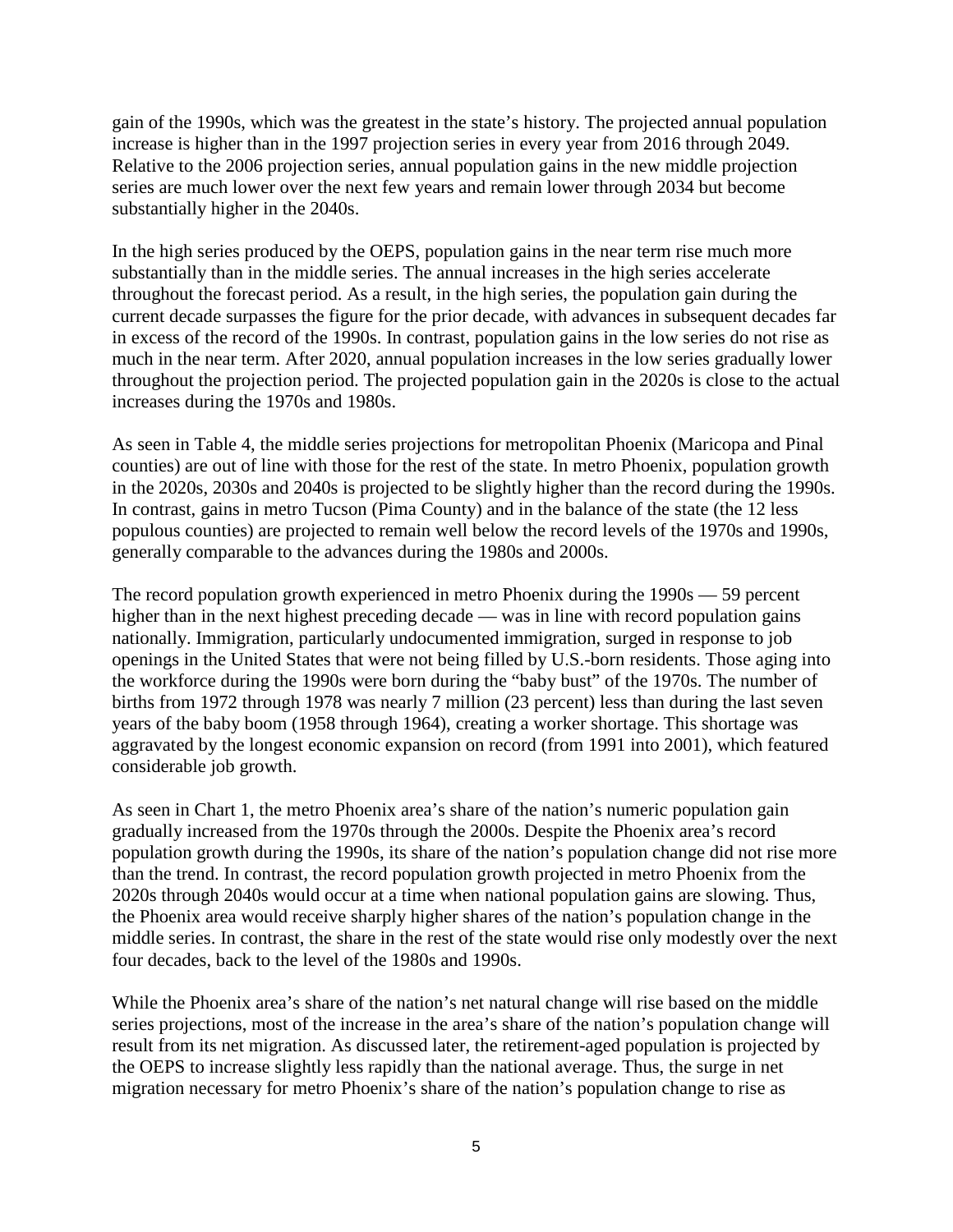gain of the 1990s, which was the greatest in the state's history. The projected annual population increase is higher than in the 1997 projection series in every year from 2016 through 2049. Relative to the 2006 projection series, annual population gains in the new middle projection series are much lower over the next few years and remain lower through 2034 but become substantially higher in the 2040s.

In the high series produced by the OEPS, population gains in the near term rise much more substantially than in the middle series. The annual increases in the high series accelerate throughout the forecast period. As a result, in the high series, the population gain during the current decade surpasses the figure for the prior decade, with advances in subsequent decades far in excess of the record of the 1990s. In contrast, population gains in the low series do not rise as much in the near term. After 2020, annual population increases in the low series gradually lower throughout the projection period. The projected population gain in the 2020s is close to the actual increases during the 1970s and 1980s.

As seen in Table 4, the middle series projections for metropolitan Phoenix (Maricopa and Pinal counties) are out of line with those for the rest of the state. In metro Phoenix, population growth in the 2020s, 2030s and 2040s is projected to be slightly higher than the record during the 1990s. In contrast, gains in metro Tucson (Pima County) and in the balance of the state (the 12 less populous counties) are projected to remain well below the record levels of the 1970s and 1990s, generally comparable to the advances during the 1980s and 2000s.

The record population growth experienced in metro Phoenix during the 1990s — 59 percent higher than in the next highest preceding decade — was in line with record population gains nationally. Immigration, particularly undocumented immigration, surged in response to job openings in the United States that were not being filled by U.S.-born residents. Those aging into the workforce during the 1990s were born during the "baby bust" of the 1970s. The number of births from 1972 through 1978 was nearly 7 million (23 percent) less than during the last seven years of the baby boom (1958 through 1964), creating a worker shortage. This shortage was aggravated by the longest economic expansion on record (from 1991 into 2001), which featured considerable job growth.

As seen in Chart 1, the metro Phoenix area's share of the nation's numeric population gain gradually increased from the 1970s through the 2000s. Despite the Phoenix area's record population growth during the 1990s, its share of the nation's population change did not rise more than the trend. In contrast, the record population growth projected in metro Phoenix from the 2020s through 2040s would occur at a time when national population gains are slowing. Thus, the Phoenix area would receive sharply higher shares of the nation's population change in the middle series. In contrast, the share in the rest of the state would rise only modestly over the next four decades, back to the level of the 1980s and 1990s.

While the Phoenix area's share of the nation's net natural change will rise based on the middle series projections, most of the increase in the area's share of the nation's population change will result from its net migration. As discussed later, the retirement-aged population is projected by the OEPS to increase slightly less rapidly than the national average. Thus, the surge in net migration necessary for metro Phoenix's share of the nation's population change to rise as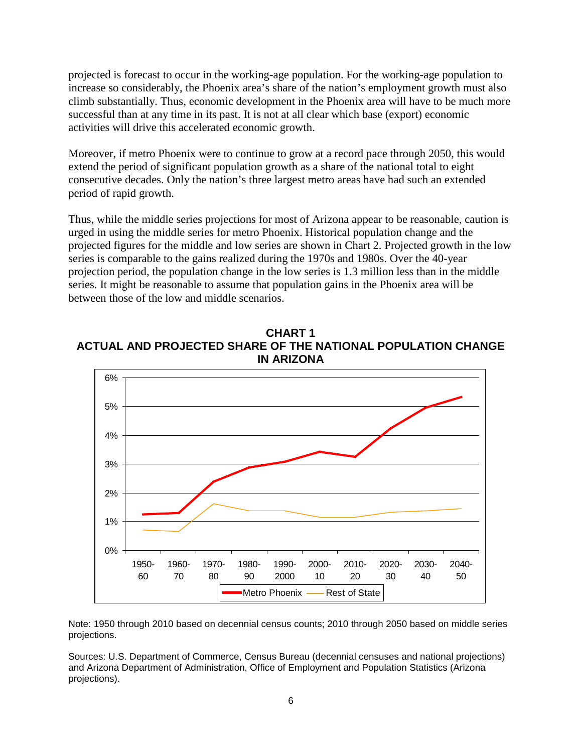projected is forecast to occur in the working-age population. For the working-age population to increase so considerably, the Phoenix area's share of the nation's employment growth must also climb substantially. Thus, economic development in the Phoenix area will have to be much more successful than at any time in its past. It is not at all clear which base (export) economic activities will drive this accelerated economic growth.

Moreover, if metro Phoenix were to continue to grow at a record pace through 2050, this would extend the period of significant population growth as a share of the national total to eight consecutive decades. Only the nation's three largest metro areas have had such an extended period of rapid growth.

Thus, while the middle series projections for most of Arizona appear to be reasonable, caution is urged in using the middle series for metro Phoenix. Historical population change and the projected figures for the middle and low series are shown in Chart 2. Projected growth in the low series is comparable to the gains realized during the 1970s and 1980s. Over the 40-year projection period, the population change in the low series is 1.3 million less than in the middle series. It might be reasonable to assume that population gains in the Phoenix area will be between those of the low and middle scenarios.

**CHART 1**
**ACTUAL AND PROJECTED SHARE OF THE NATIONAL POPULATION CHANGE IN ARIZONA**

Note: 1950 through 2010 based on decennial census counts; 2010 through 2050 based on middle series projections.

Sources: U.S. Department of Commerce, Census Bureau (decennial censuses and national projections) and Arizona Department of Administration, Office of Employment and Population Statistics (Arizona projections).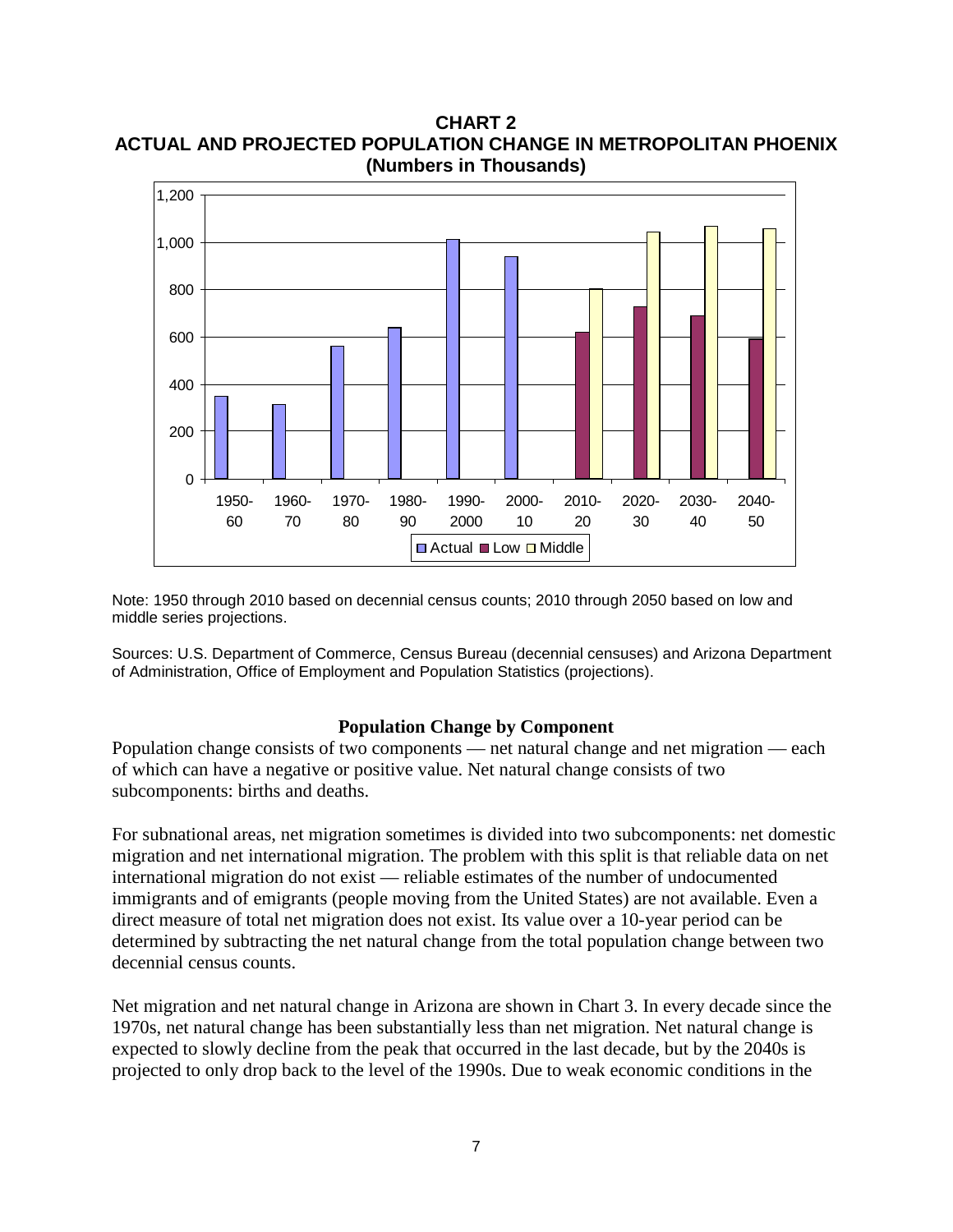**CHART 2**
**ACTUAL AND PROJECTED POPULATION CHANGE IN METROPOLITAN PHOENIX**
**(Numbers in Thousands)**

Note: 1950 through 2010 based on decennial census counts; 2010 through 2050 based on low and middle series projections.

Sources: U.S. Department of Commerce, Census Bureau (decennial censuses) and Arizona Department of Administration, Office of Employment and Population Statistics (projections).

### Population Change by Component

Population change consists of two components — net natural change and net migration — each of which can have a negative or positive value. Net natural change consists of two subcomponents: births and deaths.

For subnational areas, net migration sometimes is divided into two subcomponents: net domestic migration and net international migration. The problem with this split is that reliable data on net international migration do not exist — reliable estimates of the number of undocumented immigrants and of emigrants (people moving from the United States) are not available. Even a direct measure of total net migration does not exist. Its value over a 10-year period can be determined by subtracting the net natural change from the total population change between two decennial census counts.

Net migration and net natural change in Arizona are shown in Chart 3. In every decade since the 1970s, net natural change has been substantially less than net migration. Net natural change is expected to slowly decline from the peak that occurred in the last decade, but by the 2040s is projected to only drop back to the level of the 1990s. Due to weak economic conditions in the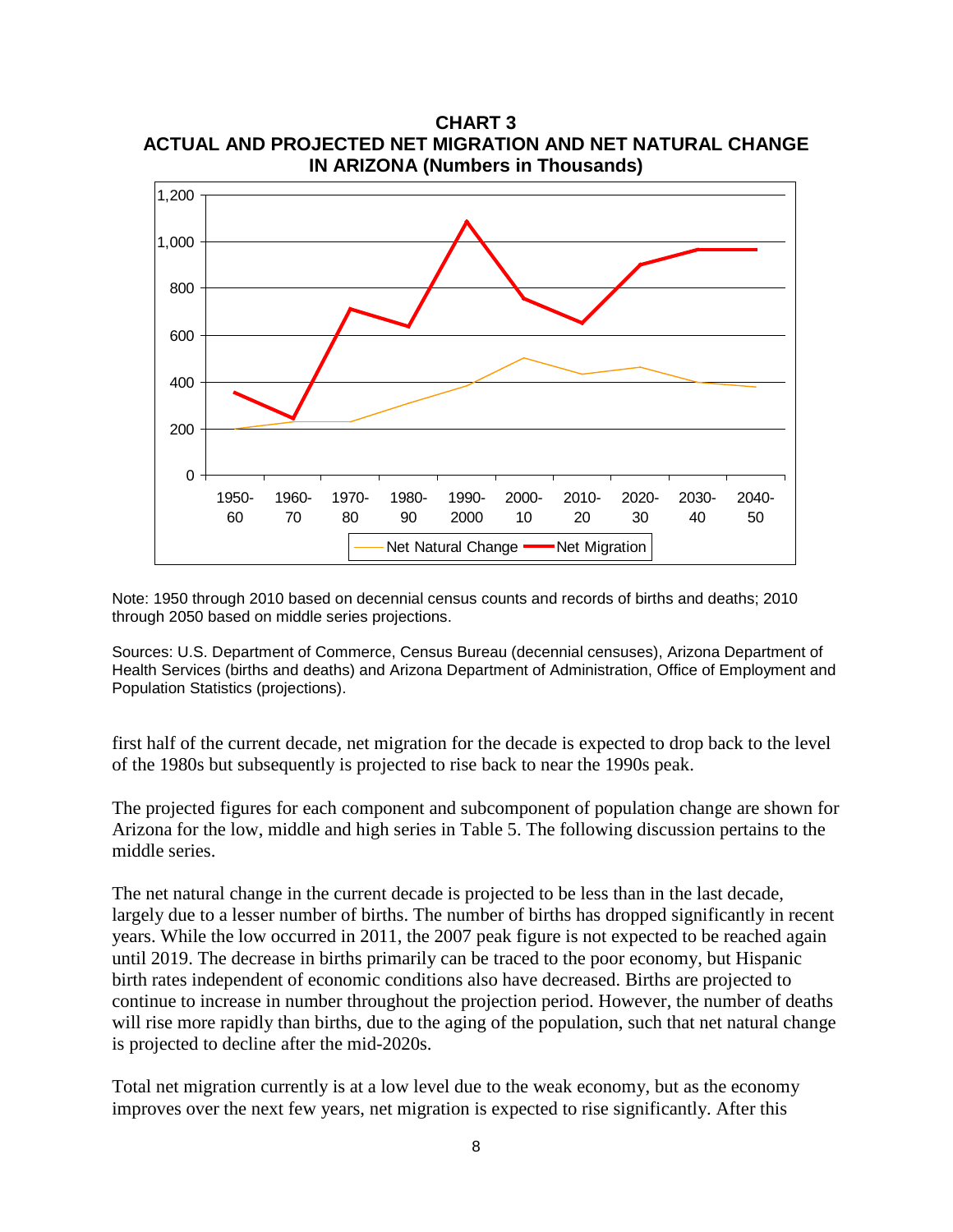**CHART 3**
**ACTUAL AND PROJECTED NET MIGRATION AND NET NATURAL CHANGE IN ARIZONA (Numbers in Thousands)**

Note: 1950 through 2010 based on decennial census counts and records of births and deaths; 2010 through 2050 based on middle series projections.

Sources: U.S. Department of Commerce, Census Bureau (decennial censuses), Arizona Department of Health Services (births and deaths) and Arizona Department of Administration, Office of Employment and Population Statistics (projections).

first half of the current decade, net migration for the decade is expected to drop back to the level of the 1980s but subsequently is projected to rise back to near the 1990s peak.

The projected figures for each component and subcomponent of population change are shown for Arizona for the low, middle and high series in Table 5. The following discussion pertains to the middle series.

The net natural change in the current decade is projected to be less than in the last decade, largely due to a lesser number of births. The number of births has dropped significantly in recent years. While the low occurred in 2011, the 2007 peak figure is not expected to be reached again until 2019. The decrease in births primarily can be traced to the poor economy, but Hispanic birth rates independent of economic conditions also have decreased. Births are projected to continue to increase in number throughout the projection period. However, the number of deaths will rise more rapidly than births, due to the aging of the population, such that net natural change is projected to decline after the mid-2020s.

Total net migration currently is at a low level due to the weak economy, but as the economy improves over the next few years, net migration is expected to rise significantly. After this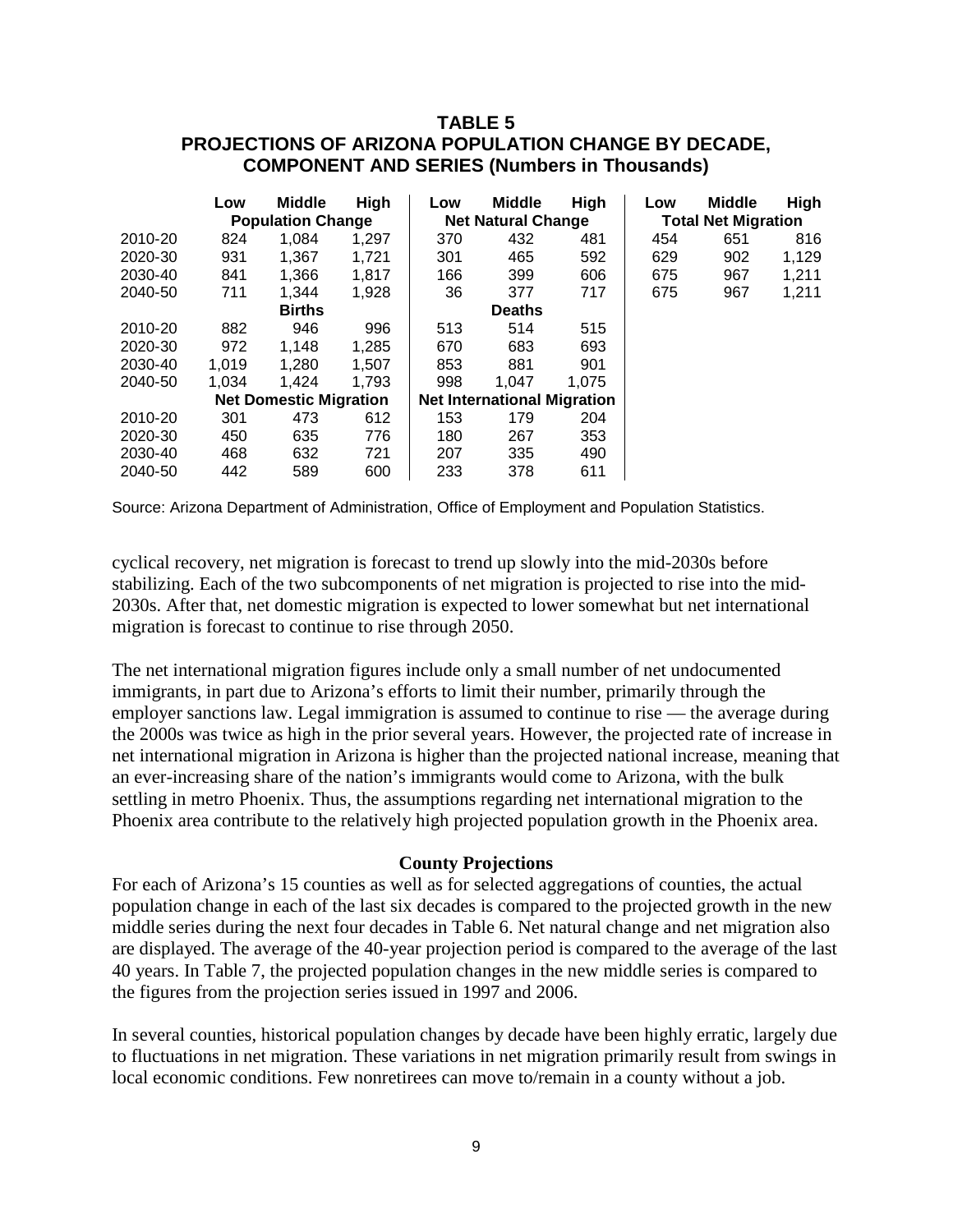**TABLE 5**
**PROJECTIONS OF ARIZONA POPULATION CHANGE BY DECADE, COMPONENT AND SERIES (Numbers in Thousands)**

| | Low | Middle | High | Low | Middle | High | Low | Middle | High |
|---|---|---|---|---|---|---|---|---|---|
| | Population Change | | | Net Natural Change | | | Total Net Migration | | |
| 2010-20 | 824 | 1,084 | 1,297 | 370 | 432 | 481 | 454 | 651 | 816 |
| 2020-30 | 931 | 1,367 | 1,721 | 301 | 465 | 592 | 629 | 902 | 1,129 |
| 2030-40 | 841 | 1,366 | 1,817 | 166 | 399 | 606 | 675 | 967 | 1,211 |
| 2040-50 | 711 | 1,344 | 1,928 | 36 | 377 | 717 | 675 | 967 | 1,211 |
| | Births | | | Deaths | | | | | |
| 2010-20 | 882 | 946 | 996 | 513 | 514 | 515 | | | |
| 2020-30 | 972 | 1,148 | 1,285 | 670 | 683 | 693 | | | |
| 2030-40 | 1,019 | 1,280 | 1,507 | 853 | 881 | 901 | | | |
| 2040-50 | 1,034 | 1,424 | 1,793 | 998 | 1,047 | 1,075 | | | |
| | Net Domestic Migration | | | Net International Migration | | | | | |
| 2010-20 | 301 | 473 | 612 | 153 | 179 | 204 | | | |
| 2020-30 | 450 | 635 | 776 | 180 | 267 | 353 | | | |
| 2030-40 | 468 | 632 | 721 | 207 | 335 | 490 | | | |
| 2040-50 | 442 | 589 | 600 | 233 | 378 | 611 | | | |

Source: Arizona Department of Administration, Office of Employment and Population Statistics.

cyclical recovery, net migration is forecast to trend up slowly into the mid-2030s before stabilizing. Each of the two subcomponents of net migration is projected to rise into the mid-2030s. After that, net domestic migration is expected to lower somewhat but net international migration is forecast to continue to rise through 2050.

The net international migration figures include only a small number of net undocumented immigrants, in part due to Arizona's efforts to limit their number, primarily through the employer sanctions law. Legal immigration is assumed to continue to rise — the average during the 2000s was twice as high in the prior several years. However, the projected rate of increase in net international migration in Arizona is higher than the projected national increase, meaning that an ever-increasing share of the nation's immigrants would come to Arizona, with the bulk settling in metro Phoenix. Thus, the assumptions regarding net international migration to the Phoenix area contribute to the relatively high projected population growth in the Phoenix area.

## County Projections

For each of Arizona's 15 counties as well as for selected aggregations of counties, the actual population change in each of the last six decades is compared to the projected growth in the new middle series during the next four decades in Table 6. Net natural change and net migration also are displayed. The average of the 40-year projection period is compared to the average of the last 40 years. In Table 7, the projected population changes in the new middle series is compared to the figures from the projection series issued in 1997 and 2006.

In several counties, historical population changes by decade have been highly erratic, largely due to fluctuations in net migration. These variations in net migration primarily result from swings in local economic conditions. Few nonretirees can move to/remain in a county without a job.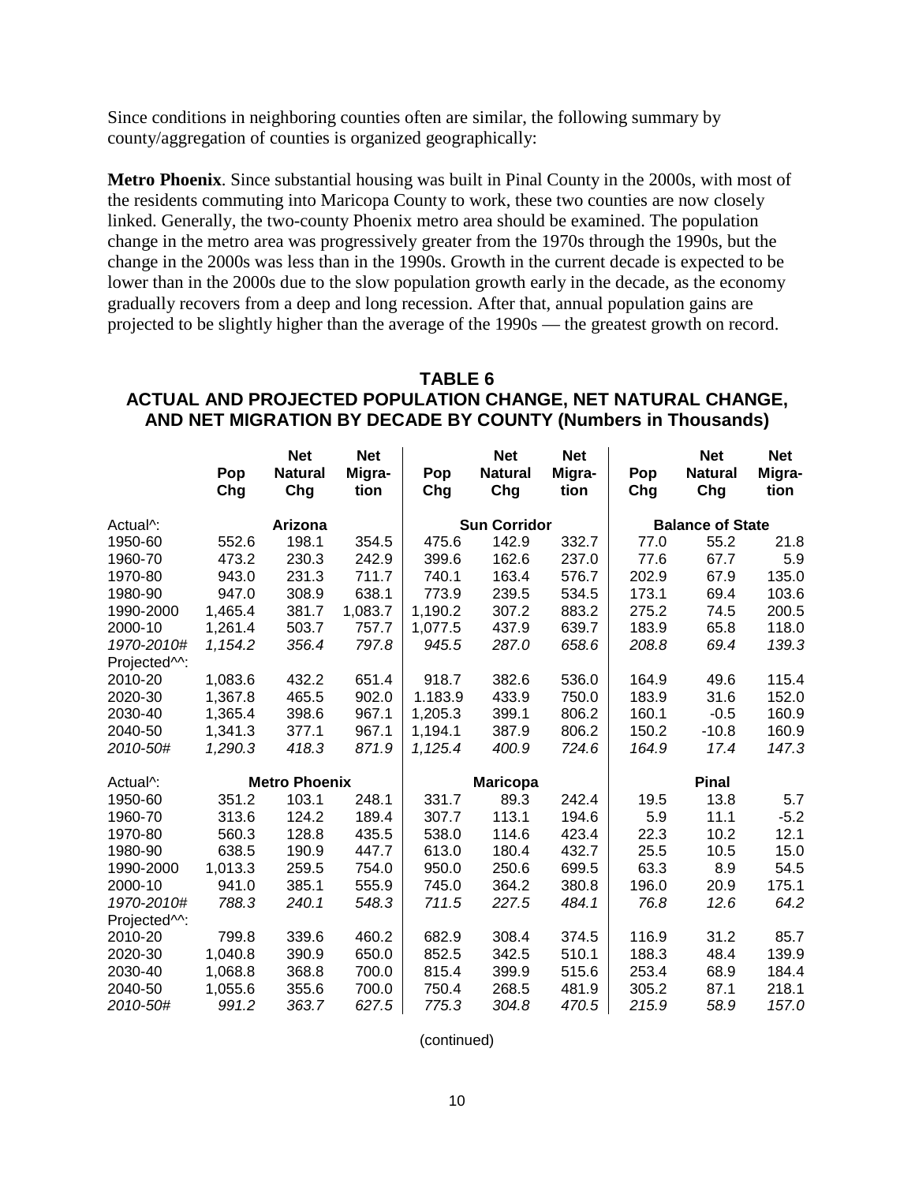Since conditions in neighboring counties often are similar, the following summary by county/aggregation of counties is organized geographically:

**Metro Phoenix**. Since substantial housing was built in Pinal County in the 2000s, with most of the residents commuting into Maricopa County to work, these two counties are now closely linked. Generally, the two-county Phoenix metro area should be examined. The population change in the metro area was progressively greater from the 1970s through the 1990s, but the change in the 2000s was less than in the 1990s. Growth in the current decade is expected to be lower than in the 2000s due to the slow population growth early in the decade, as the economy gradually recovers from a deep and long recession. After that, annual population gains are projected to be slightly higher than the average of the 1990s — the greatest growth on record.

## TABLE 6
## ACTUAL AND PROJECTED POPULATION CHANGE, NET NATURAL CHANGE, AND NET MIGRATION BY DECADE BY COUNTY (Numbers in Thousands)

| | Pop Chg | Net Natural Chg | Net Migration | Pop Chg | Net Natural Chg | Net Migration | Pop Chg | Net Natural Chg | Net Migration |
|---|---|---|---|---|---|---|---|---|---|
| Actual^: | | Arizona | | | Sun Corridor | | | Balance of State | |
| 1950-60 | 552.6 | 198.1 | 354.5 | 475.6 | 142.9 | 332.7 | 77.0 | 55.2 | 21.8 |
| 1960-70 | 473.2 | 230.3 | 242.9 | 399.6 | 162.6 | 237.0 | 77.6 | 67.7 | 5.9 |
| 1970-80 | 943.0 | 231.3 | 711.7 | 740.1 | 163.4 | 576.7 | 202.9 | 67.9 | 135.0 |
| 1980-90 | 947.0 | 308.9 | 638.1 | 773.9 | 239.5 | 534.5 | 173.1 | 69.4 | 103.6 |
| 1990-2000 | 1,465.4 | 381.7 | 1,083.7 | 1,190.2 | 307.2 | 883.2 | 275.2 | 74.5 | 200.5 |
| 2000-10 | 1,261.4 | 503.7 | 757.7 | 1,077.5 | 437.9 | 639.7 | 183.9 | 65.8 | 118.0 |
| *1970-2010#* | *1,154.2* | *356.4* | *797.8* | *945.5* | *287.0* | *658.6* | *208.8* | *69.4* | *139.3* |
| Projected^^: | | | | | | | | | |
| 2010-20 | 1,083.6 | 432.2 | 651.4 | 918.7 | 382.6 | 536.0 | 164.9 | 49.6 | 115.4 |
| 2020-30 | 1,367.8 | 465.5 | 902.0 | 1.183.9 | 433.9 | 750.0 | 183.9 | 31.6 | 152.0 |
| 2030-40 | 1,365.4 | 398.6 | 967.1 | 1,205.3 | 399.1 | 806.2 | 160.1 | -0.5 | 160.9 |
| 2040-50 | 1,341.3 | 377.1 | 967.1 | 1,194.1 | 387.9 | 806.2 | 150.2 | -10.8 | 160.9 |
| *2010-50#* | *1,290.3* | *418.3* | *871.9* | *1,125.4* | *400.9* | *724.6* | *164.9* | *17.4* | *147.3* |
| Actual^: | | Metro Phoenix | | | Maricopa | | | Pinal | |
| 1950-60 | 351.2 | 103.1 | 248.1 | 331.7 | 89.3 | 242.4 | 19.5 | 13.8 | 5.7 |
| 1960-70 | 313.6 | 124.2 | 189.4 | 307.7 | 113.1 | 194.6 | 5.9 | 11.1 | -5.2 |
| 1970-80 | 560.3 | 128.8 | 435.5 | 538.0 | 114.6 | 423.4 | 22.3 | 10.2 | 12.1 |
| 1980-90 | 638.5 | 190.9 | 447.7 | 613.0 | 180.4 | 432.7 | 25.5 | 10.5 | 15.0 |
| 1990-2000 | 1,013.3 | 259.5 | 754.0 | 950.0 | 250.6 | 699.5 | 63.3 | 8.9 | 54.5 |
| 2000-10 | 941.0 | 385.1 | 555.9 | 745.0 | 364.2 | 380.8 | 196.0 | 20.9 | 175.1 |
| *1970-2010#* | *788.3* | *240.1* | *548.3* | *711.5* | *227.5* | *484.1* | *76.8* | *12.6* | *64.2* |
| Projected^^: | | | | | | | | | |
| 2010-20 | 799.8 | 339.6 | 460.2 | 682.9 | 308.4 | 374.5 | 116.9 | 31.2 | 85.7 |
| 2020-30 | 1,040.8 | 390.9 | 650.0 | 852.5 | 342.5 | 510.1 | 188.3 | 48.4 | 139.9 |
| 2030-40 | 1,068.8 | 368.8 | 700.0 | 815.4 | 399.9 | 515.6 | 253.4 | 68.9 | 184.4 |
| 2040-50 | 1,055.6 | 355.6 | 700.0 | 750.4 | 268.5 | 481.9 | 305.2 | 87.1 | 218.1 |
| *2010-50#* | *991.2* | *363.7* | *627.5* | *775.3* | *304.8* | *470.5* | *215.9* | *58.9* | *157.0* |

(continued)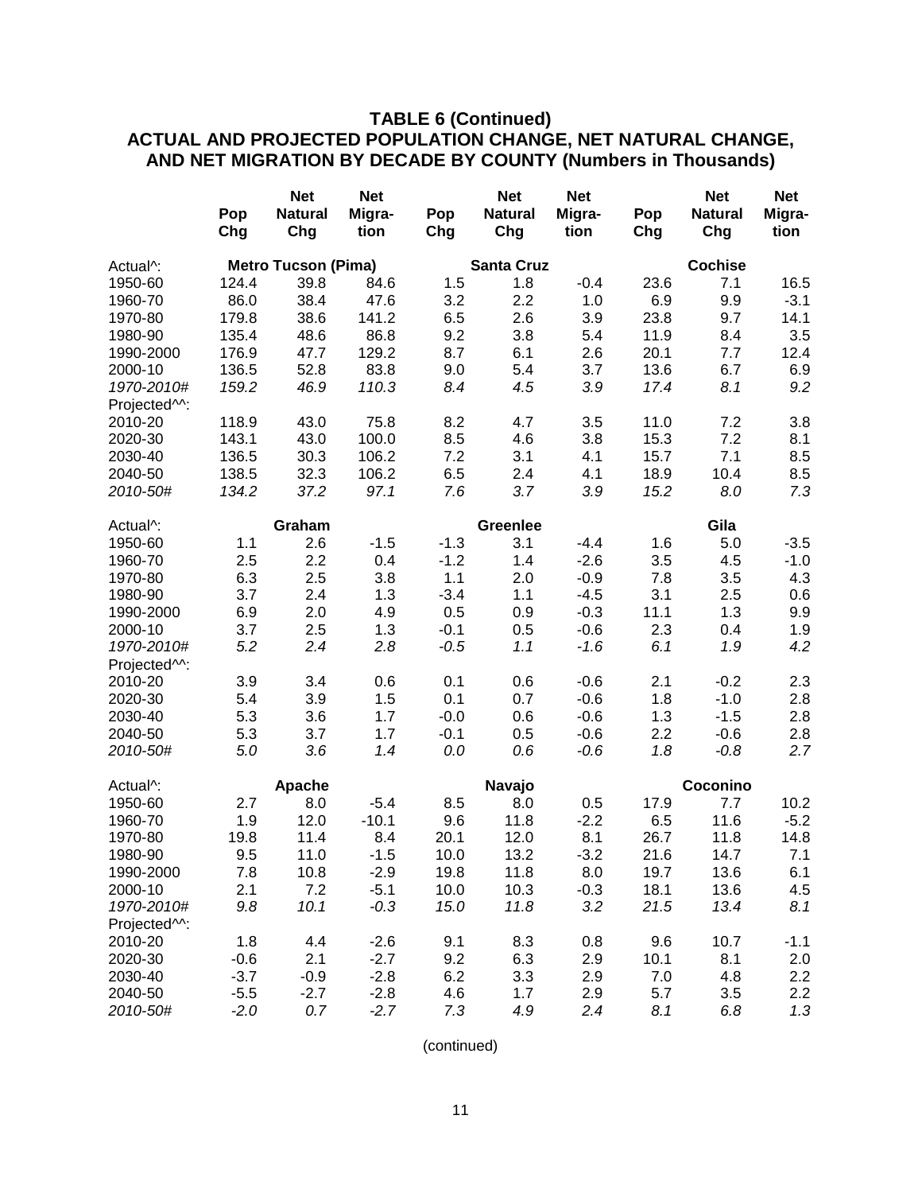## TABLE 6 (Continued)
## ACTUAL AND PROJECTED POPULATION CHANGE, NET NATURAL CHANGE, AND NET MIGRATION BY DECADE BY COUNTY (Numbers in Thousands)

| | Pop Chg | Net Natural Chg | Net Migra-tion | Pop Chg | Net Natural Chg | Net Migra-tion | Pop Chg | Net Natural Chg | Net Migra-tion |
|---|---|---|---|---|---|---|---|---|---|
| Actual^: | | **Metro Tucson (Pima)** | | | **Santa Cruz** | | | **Cochise** | |
| 1950-60 | 124.4 | 39.8 | 84.6 | 1.5 | 1.8 | -0.4 | 23.6 | 7.1 | 16.5 |
| 1960-70 | 86.0 | 38.4 | 47.6 | 3.2 | 2.2 | 1.0 | 6.9 | 9.9 | -3.1 |
| 1970-80 | 179.8 | 38.6 | 141.2 | 6.5 | 2.6 | 3.9 | 23.8 | 9.7 | 14.1 |
| 1980-90 | 135.4 | 48.6 | 86.8 | 9.2 | 3.8 | 5.4 | 11.9 | 8.4 | 3.5 |
| 1990-2000 | 176.9 | 47.7 | 129.2 | 8.7 | 6.1 | 2.6 | 20.1 | 7.7 | 12.4 |
| 2000-10 | 136.5 | 52.8 | 83.8 | 9.0 | 5.4 | 3.7 | 13.6 | 6.7 | 6.9 |
| *1970-2010#* | *159.2* | *46.9* | *110.3* | *8.4* | *4.5* | *3.9* | *17.4* | *8.1* | *9.2* |
| Projected^^: | | | | | | | | | |
| 2010-20 | 118.9 | 43.0 | 75.8 | 8.2 | 4.7 | 3.5 | 11.0 | 7.2 | 3.8 |
| 2020-30 | 143.1 | 43.0 | 100.0 | 8.5 | 4.6 | 3.8 | 15.3 | 7.2 | 8.1 |
| 2030-40 | 136.5 | 30.3 | 106.2 | 7.2 | 3.1 | 4.1 | 15.7 | 7.1 | 8.5 |
| 2040-50 | 138.5 | 32.3 | 106.2 | 6.5 | 2.4 | 4.1 | 18.9 | 10.4 | 8.5 |
| *2010-50#* | *134.2* | *37.2* | *97.1* | *7.6* | *3.7* | *3.9* | *15.2* | *8.0* | *7.3* |
| Actual^: | | **Graham** | | | **Greenlee** | | | **Gila** | |
| 1950-60 | 1.1 | 2.6 | -1.5 | -1.3 | 3.1 | -4.4 | 1.6 | 5.0 | -3.5 |
| 1960-70 | 2.5 | 2.2 | 0.4 | -1.2 | 1.4 | -2.6 | 3.5 | 4.5 | -1.0 |
| 1970-80 | 6.3 | 2.5 | 3.8 | 1.1 | 2.0 | -0.9 | 7.8 | 3.5 | 4.3 |
| 1980-90 | 3.7 | 2.4 | 1.3 | -3.4 | 1.1 | -4.5 | 3.1 | 2.5 | 0.6 |
| 1990-2000 | 6.9 | 2.0 | 4.9 | 0.5 | 0.9 | -0.3 | 11.1 | 1.3 | 9.9 |
| 2000-10 | 3.7 | 2.5 | 1.3 | -0.1 | 0.5 | -0.6 | 2.3 | 0.4 | 1.9 |
| *1970-2010#* | *5.2* | *2.4* | *2.8* | *-0.5* | *1.1* | *-1.6* | *6.1* | *1.9* | *4.2* |
| Projected^^: | | | | | | | | | |
| 2010-20 | 3.9 | 3.4 | 0.6 | 0.1 | 0.6 | -0.6 | 2.1 | -0.2 | 2.3 |
| 2020-30 | 5.4 | 3.9 | 1.5 | 0.1 | 0.7 | -0.6 | 1.8 | -1.0 | 2.8 |
| 2030-40 | 5.3 | 3.6 | 1.7 | -0.0 | 0.6 | -0.6 | 1.3 | -1.5 | 2.8 |
| 2040-50 | 5.3 | 3.7 | 1.7 | -0.1 | 0.5 | -0.6 | 2.2 | -0.6 | 2.8 |
| *2010-50#* | *5.0* | *3.6* | *1.4* | *0.0* | *0.6* | *-0.6* | *1.8* | *-0.8* | *2.7* |
| Actual^: | | **Apache** | | | **Navajo** | | | **Coconino** | |
| 1950-60 | 2.7 | 8.0 | -5.4 | 8.5 | 8.0 | 0.5 | 17.9 | 7.7 | 10.2 |
| 1960-70 | 1.9 | 12.0 | -10.1 | 9.6 | 11.8 | -2.2 | 6.5 | 11.6 | -5.2 |
| 1970-80 | 19.8 | 11.4 | 8.4 | 20.1 | 12.0 | 8.1 | 26.7 | 11.8 | 14.8 |
| 1980-90 | 9.5 | 11.0 | -1.5 | 10.0 | 13.2 | -3.2 | 21.6 | 14.7 | 7.1 |
| 1990-2000 | 7.8 | 10.8 | -2.9 | 19.8 | 11.8 | 8.0 | 19.7 | 13.6 | 6.1 |
| 2000-10 | 2.1 | 7.2 | -5.1 | 10.0 | 10.3 | -0.3 | 18.1 | 13.6 | 4.5 |
| *1970-2010#* | *9.8* | *10.1* | *-0.3* | *15.0* | *11.8* | *3.2* | *21.5* | *13.4* | *8.1* |
| Projected^^: | | | | | | | | | |
| 2010-20 | 1.8 | 4.4 | -2.6 | 9.1 | 8.3 | 0.8 | 9.6 | 10.7 | -1.1 |
| 2020-30 | -0.6 | 2.1 | -2.7 | 9.2 | 6.3 | 2.9 | 10.1 | 8.1 | 2.0 |
| 2030-40 | -3.7 | -0.9 | -2.8 | 6.2 | 3.3 | 2.9 | 7.0 | 4.8 | 2.2 |
| 2040-50 | -5.5 | -2.7 | -2.8 | 4.6 | 1.7 | 2.9 | 5.7 | 3.5 | 2.2 |
| *2010-50#* | *-2.0* | *0.7* | *-2.7* | *7.3* | *4.9* | *2.4* | *8.1* | *6.8* | *1.3* |

(continued)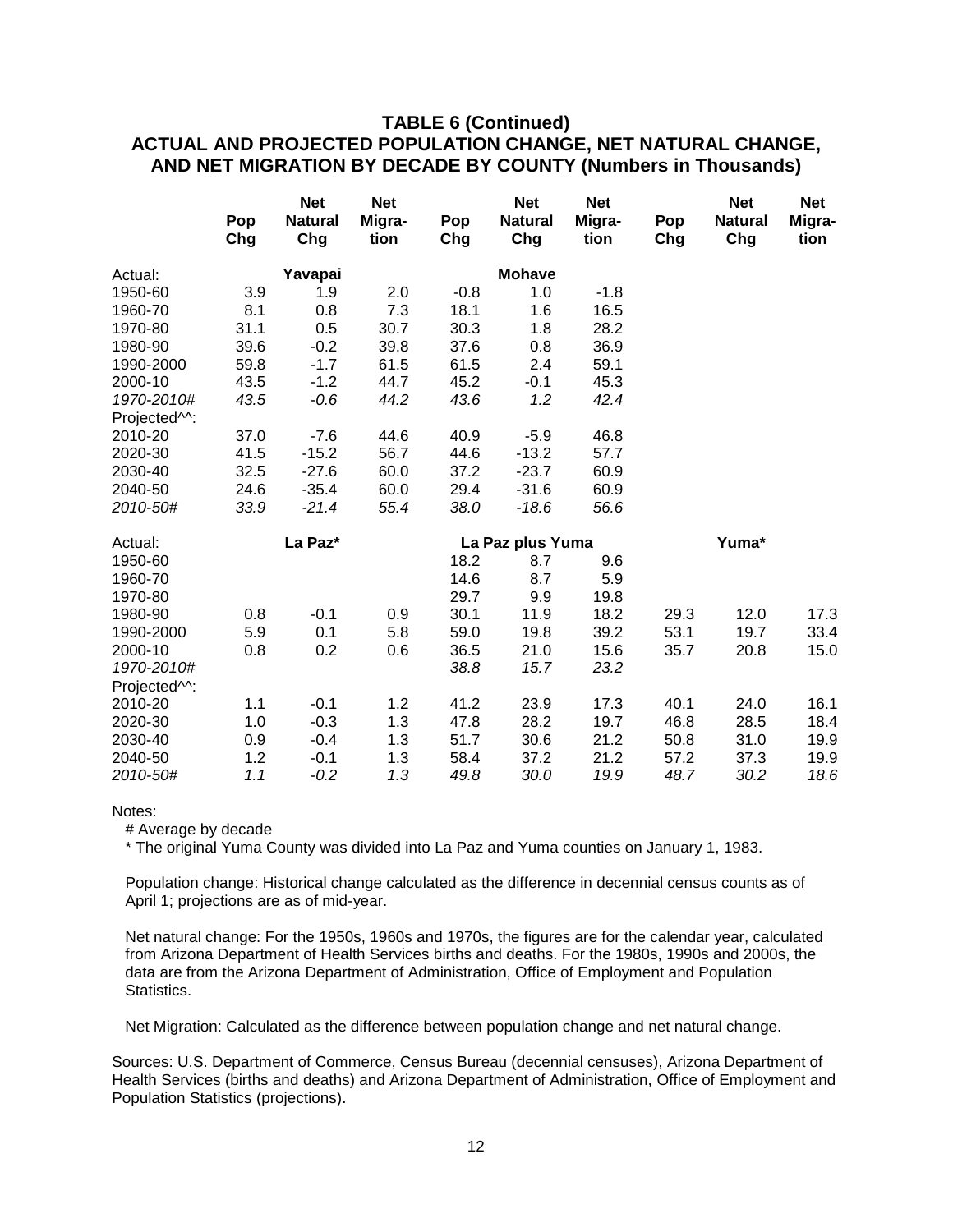## TABLE 6 (Continued)
## ACTUAL AND PROJECTED POPULATION CHANGE, NET NATURAL CHANGE, AND NET MIGRATION BY DECADE BY COUNTY (Numbers in Thousands)

| | Pop Chg | Net Natural Chg | Net Migra-tion | Pop Chg | Net Natural Chg | Net Migra-tion | Pop Chg | Net Natural Chg | Net Migra-tion |
|---|---|---|---|---|---|---|---|---|---|
| Actual: | | **Yavapai** | | | **Mohave** | | | | |
| 1950-60 | 3.9 | 1.9 | 2.0 | -0.8 | 1.0 | -1.8 | | | |
| 1960-70 | 8.1 | 0.8 | 7.3 | 18.1 | 1.6 | 16.5 | | | |
| 1970-80 | 31.1 | 0.5 | 30.7 | 30.3 | 1.8 | 28.2 | | | |
| 1980-90 | 39.6 | -0.2 | 39.8 | 37.6 | 0.8 | 36.9 | | | |
| 1990-2000 | 59.8 | -1.7 | 61.5 | 61.5 | 2.4 | 59.1 | | | |
| 2000-10 | 43.5 | -1.2 | 44.7 | 45.2 | -0.1 | 45.3 | | | |
| *1970-2010#* | *43.5* | *-0.6* | *44.2* | *43.6* | *1.2* | *42.4* | | | |
| Projected^^: | | | | | | | | | |
| 2010-20 | 37.0 | -7.6 | 44.6 | 40.9 | -5.9 | 46.8 | | | |
| 2020-30 | 41.5 | -15.2 | 56.7 | 44.6 | -13.2 | 57.7 | | | |
| 2030-40 | 32.5 | -27.6 | 60.0 | 37.2 | -23.7 | 60.9 | | | |
| 2040-50 | 24.6 | -35.4 | 60.0 | 29.4 | -31.6 | 60.9 | | | |
| *2010-50#* | *33.9* | *-21.4* | *55.4* | *38.0* | *-18.6* | *56.6* | | | |
| Actual: | | **La Paz*** | | | **La Paz plus Yuma** | | | **Yuma*** | |
| 1950-60 | | | | 18.2 | 8.7 | 9.6 | | | |
| 1960-70 | | | | 14.6 | 8.7 | 5.9 | | | |
| 1970-80 | | | | 29.7 | 9.9 | 19.8 | | | |
| 1980-90 | 0.8 | -0.1 | 0.9 | 30.1 | 11.9 | 18.2 | 29.3 | 12.0 | 17.3 |
| 1990-2000 | 5.9 | 0.1 | 5.8 | 59.0 | 19.8 | 39.2 | 53.1 | 19.7 | 33.4 |
| 2000-10 | 0.8 | 0.2 | 0.6 | 36.5 | 21.0 | 15.6 | 35.7 | 20.8 | 15.0 |
| *1970-2010#* | | | | *38.8* | *15.7* | *23.2* | | | |
| Projected^^: | | | | | | | | | |
| 2010-20 | 1.1 | -0.1 | 1.2 | 41.2 | 23.9 | 17.3 | 40.1 | 24.0 | 16.1 |
| 2020-30 | 1.0 | -0.3 | 1.3 | 47.8 | 28.2 | 19.7 | 46.8 | 28.5 | 18.4 |
| 2030-40 | 0.9 | -0.4 | 1.3 | 51.7 | 30.6 | 21.2 | 50.8 | 31.0 | 19.9 |
| 2040-50 | 1.2 | -0.1 | 1.3 | 58.4 | 37.2 | 21.2 | 57.2 | 37.3 | 19.9 |
| *2010-50#* | *1.1* | *-0.2* | *1.3* | *49.8* | *30.0* | *19.9* | *48.7* | *30.2* | *18.6* |

Notes:

# Average by decade

* The original Yuma County was divided into La Paz and Yuma counties on January 1, 1983.

Population change: Historical change calculated as the difference in decennial census counts as of April 1; projections are as of mid-year.

Net natural change: For the 1950s, 1960s and 1970s, the figures are for the calendar year, calculated from Arizona Department of Health Services births and deaths. For the 1980s, 1990s and 2000s, the data are from the Arizona Department of Administration, Office of Employment and Population Statistics.

Net Migration: Calculated as the difference between population change and net natural change.

Sources: U.S. Department of Commerce, Census Bureau (decennial censuses), Arizona Department of Health Services (births and deaths) and Arizona Department of Administration, Office of Employment and Population Statistics (projections).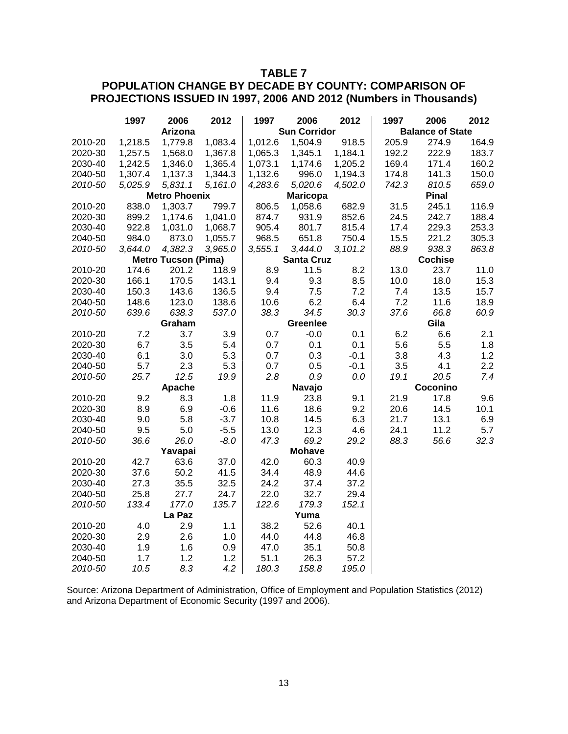# TABLE 7

## POPULATION CHANGE BY DECADE BY COUNTY: COMPARISON OF PROJECTIONS ISSUED IN 1997, 2006 AND 2012 (Numbers in Thousands)

| | 1997 | 2006 | 2012 | 1997 | 2006 | 2012 | 1997 | 2006 | 2012 |
|---|---|---|---|---|---|---|---|---|---|
| | **Arizona** | | | **Sun Corridor** | | | **Balance of State** | | |
| 2010-20 | 1,218.5 | 1,779.8 | 1,083.4 | 1,012.6 | 1,504.9 | 918.5 | 205.9 | 274.9 | 164.9 |
| 2020-30 | 1,257.5 | 1,568.0 | 1,367.8 | 1,065.3 | 1,345.1 | 1,184.1 | 192.2 | 222.9 | 183.7 |
| 2030-40 | 1,242.5 | 1,346.0 | 1,365.4 | 1,073.1 | 1,174.6 | 1,205.2 | 169.4 | 171.4 | 160.2 |
| 2040-50 | 1,307.4 | 1,137.3 | 1,344.3 | 1,132.6 | 996.0 | 1,194.3 | 174.8 | 141.3 | 150.0 |
| *2010-50* | *5,025.9* | *5,831.1* | *5,161.0* | *4,283.6* | *5,020.6* | *4,502.0* | *742.3* | *810.5* | *659.0* |
| | **Metro Phoenix** | | | **Maricopa** | | | **Pinal** | | |
| 2010-20 | 838.0 | 1,303.7 | 799.7 | 806.5 | 1,058.6 | 682.9 | 31.5 | 245.1 | 116.9 |
| 2020-30 | 899.2 | 1,174.6 | 1,041.0 | 874.7 | 931.9 | 852.6 | 24.5 | 242.7 | 188.4 |
| 2030-40 | 922.8 | 1,031.0 | 1,068.7 | 905.4 | 801.7 | 815.4 | 17.4 | 229.3 | 253.3 |
| 2040-50 | 984.0 | 873.0 | 1,055.7 | 968.5 | 651.8 | 750.4 | 15.5 | 221.2 | 305.3 |
| *2010-50* | *3,644.0* | *4,382.3* | *3,965.0* | *3,555.1* | *3,444.0* | *3,101.2* | *88.9* | *938.3* | *863.8* |
| | **Metro Tucson (Pima)** | | | **Santa Cruz** | | | **Cochise** | | |
| 2010-20 | 174.6 | 201.2 | 118.9 | 8.9 | 11.5 | 8.2 | 13.0 | 23.7 | 11.0 |
| 2020-30 | 166.1 | 170.5 | 143.1 | 9.4 | 9.3 | 8.5 | 10.0 | 18.0 | 15.3 |
| 2030-40 | 150.3 | 143.6 | 136.5 | 9.4 | 7.5 | 7.2 | 7.4 | 13.5 | 15.7 |
| 2040-50 | 148.6 | 123.0 | 138.6 | 10.6 | 6.2 | 6.4 | 7.2 | 11.6 | 18.9 |
| *2010-50* | *639.6* | *638.3* | *537.0* | *38.3* | *34.5* | *30.3* | *37.6* | *66.8* | *60.9* |
| | **Graham** | | | **Greenlee** | | | **Gila** | | |
| 2010-20 | 7.2 | 3.7 | 3.9 | 0.7 | -0.0 | 0.1 | 6.2 | 6.6 | 2.1 |
| 2020-30 | 6.7 | 3.5 | 5.4 | 0.7 | 0.1 | 0.1 | 5.6 | 5.5 | 1.8 |
| 2030-40 | 6.1 | 3.0 | 5.3 | 0.7 | 0.3 | -0.1 | 3.8 | 4.3 | 1.2 |
| 2040-50 | 5.7 | 2.3 | 5.3 | 0.7 | 0.5 | -0.1 | 3.5 | 4.1 | 2.2 |
| *2010-50* | *25.7* | *12.5* | *19.9* | *2.8* | *0.9* | *0.0* | *19.1* | *20.5* | *7.4* |
| | **Apache** | | | **Navajo** | | | **Coconino** | | |
| 2010-20 | 9.2 | 8.3 | 1.8 | 11.9 | 23.8 | 9.1 | 21.9 | 17.8 | 9.6 |
| 2020-30 | 8.9 | 6.9 | -0.6 | 11.6 | 18.6 | 9.2 | 20.6 | 14.5 | 10.1 |
| 2030-40 | 9.0 | 5.8 | -3.7 | 10.8 | 14.5 | 6.3 | 21.7 | 13.1 | 6.9 |
| 2040-50 | 9.5 | 5.0 | -5.5 | 13.0 | 12.3 | 4.6 | 24.1 | 11.2 | 5.7 |
| *2010-50* | *36.6* | *26.0* | *-8.0* | *47.3* | *69.2* | *29.2* | *88.3* | *56.6* | *32.3* |
| | **Yavapai** | | | **Mohave** | | | | | |
| 2010-20 | 42.7 | 63.6 | 37.0 | 42.0 | 60.3 | 40.9 | | | |
| 2020-30 | 37.6 | 50.2 | 41.5 | 34.4 | 48.9 | 44.6 | | | |
| 2030-40 | 27.3 | 35.5 | 32.5 | 24.2 | 37.4 | 37.2 | | | |
| 2040-50 | 25.8 | 27.7 | 24.7 | 22.0 | 32.7 | 29.4 | | | |
| *2010-50* | *133.4* | *177.0* | *135.7* | *122.6* | *179.3* | *152.1* | | | |
| | **La Paz** | | | **Yuma** | | | | | |
| 2010-20 | 4.0 | 2.9 | 1.1 | 38.2 | 52.6 | 40.1 | | | |
| 2020-30 | 2.9 | 2.6 | 1.0 | 44.0 | 44.8 | 46.8 | | | |
| 2030-40 | 1.9 | 1.6 | 0.9 | 47.0 | 35.1 | 50.8 | | | |
| 2040-50 | 1.7 | 1.2 | 1.2 | 51.1 | 26.3 | 57.2 | | | |
| *2010-50* | *10.5* | *8.3* | *4.2* | *180.3* | *158.8* | *195.0* | | | |

Source: Arizona Department of Administration, Office of Employment and Population Statistics (2012) and Arizona Department of Economic Security (1997 and 2006).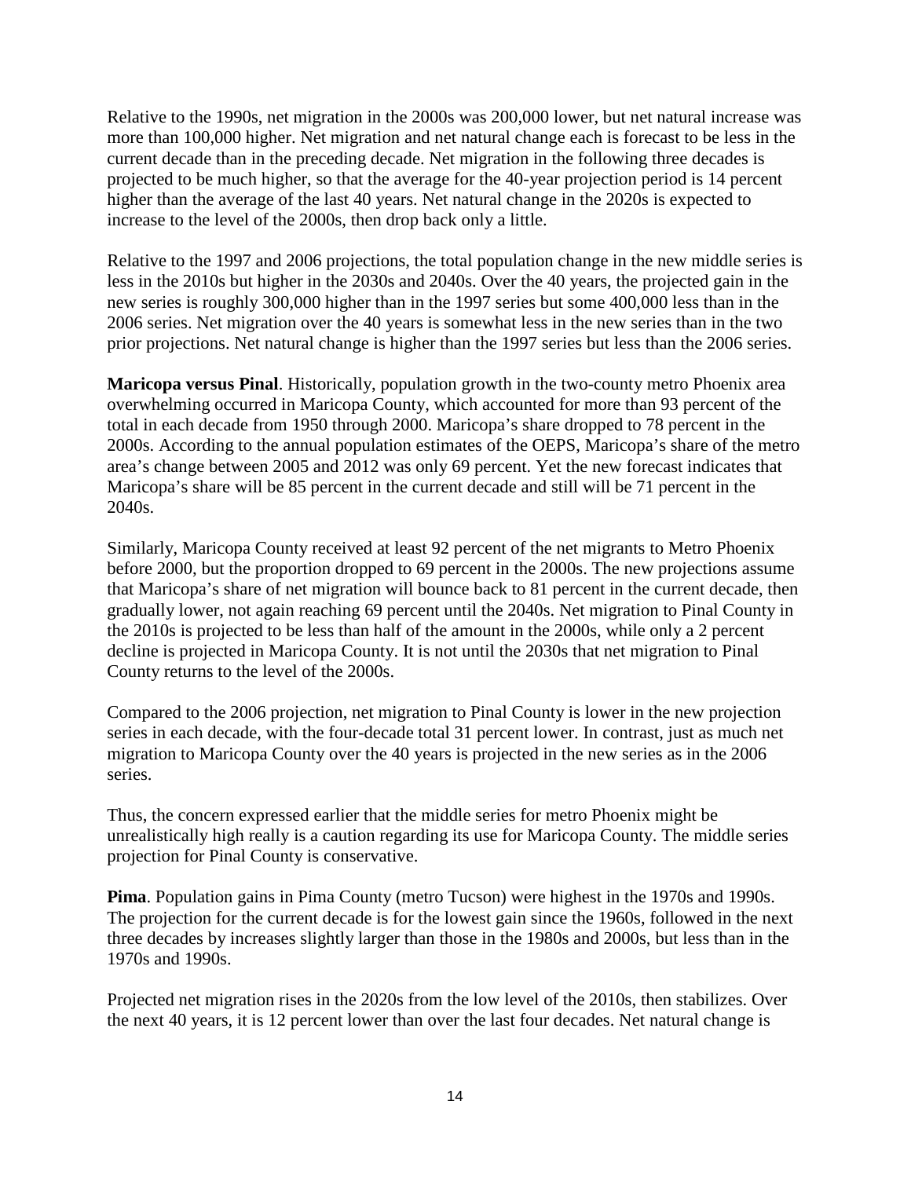Relative to the 1990s, net migration in the 2000s was 200,000 lower, but net natural increase was more than 100,000 higher. Net migration and net natural change each is forecast to be less in the current decade than in the preceding decade. Net migration in the following three decades is projected to be much higher, so that the average for the 40-year projection period is 14 percent higher than the average of the last 40 years. Net natural change in the 2020s is expected to increase to the level of the 2000s, then drop back only a little.

Relative to the 1997 and 2006 projections, the total population change in the new middle series is less in the 2010s but higher in the 2030s and 2040s. Over the 40 years, the projected gain in the new series is roughly 300,000 higher than in the 1997 series but some 400,000 less than in the 2006 series. Net migration over the 40 years is somewhat less in the new series than in the two prior projections. Net natural change is higher than the 1997 series but less than the 2006 series.

**Maricopa versus Pinal**. Historically, population growth in the two-county metro Phoenix area overwhelming occurred in Maricopa County, which accounted for more than 93 percent of the total in each decade from 1950 through 2000. Maricopa's share dropped to 78 percent in the 2000s. According to the annual population estimates of the OEPS, Maricopa's share of the metro area's change between 2005 and 2012 was only 69 percent. Yet the new forecast indicates that Maricopa's share will be 85 percent in the current decade and still will be 71 percent in the 2040s.

Similarly, Maricopa County received at least 92 percent of the net migrants to Metro Phoenix before 2000, but the proportion dropped to 69 percent in the 2000s. The new projections assume that Maricopa's share of net migration will bounce back to 81 percent in the current decade, then gradually lower, not again reaching 69 percent until the 2040s. Net migration to Pinal County in the 2010s is projected to be less than half of the amount in the 2000s, while only a 2 percent decline is projected in Maricopa County. It is not until the 2030s that net migration to Pinal County returns to the level of the 2000s.

Compared to the 2006 projection, net migration to Pinal County is lower in the new projection series in each decade, with the four-decade total 31 percent lower. In contrast, just as much net migration to Maricopa County over the 40 years is projected in the new series as in the 2006 series.

Thus, the concern expressed earlier that the middle series for metro Phoenix might be unrealistically high really is a caution regarding its use for Maricopa County. The middle series projection for Pinal County is conservative.

**Pima**. Population gains in Pima County (metro Tucson) were highest in the 1970s and 1990s. The projection for the current decade is for the lowest gain since the 1960s, followed in the next three decades by increases slightly larger than those in the 1980s and 2000s, but less than in the 1970s and 1990s.

Projected net migration rises in the 2020s from the low level of the 2010s, then stabilizes. Over the next 40 years, it is 12 percent lower than over the last four decades. Net natural change is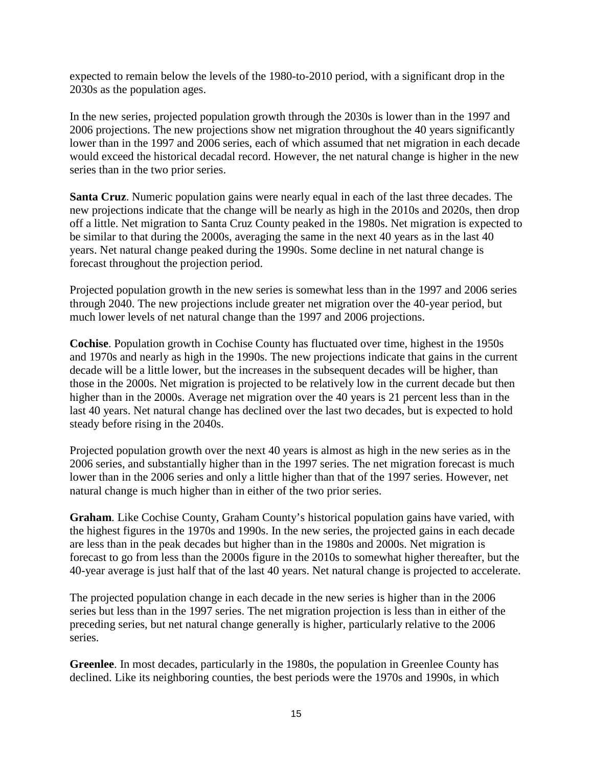expected to remain below the levels of the 1980-to-2010 period, with a significant drop in the 2030s as the population ages.

In the new series, projected population growth through the 2030s is lower than in the 1997 and 2006 projections. The new projections show net migration throughout the 40 years significantly lower than in the 1997 and 2006 series, each of which assumed that net migration in each decade would exceed the historical decadal record. However, the net natural change is higher in the new series than in the two prior series.

**Santa Cruz**. Numeric population gains were nearly equal in each of the last three decades. The new projections indicate that the change will be nearly as high in the 2010s and 2020s, then drop off a little. Net migration to Santa Cruz County peaked in the 1980s. Net migration is expected to be similar to that during the 2000s, averaging the same in the next 40 years as in the last 40 years. Net natural change peaked during the 1990s. Some decline in net natural change is forecast throughout the projection period.

Projected population growth in the new series is somewhat less than in the 1997 and 2006 series through 2040. The new projections include greater net migration over the 40-year period, but much lower levels of net natural change than the 1997 and 2006 projections.

**Cochise**. Population growth in Cochise County has fluctuated over time, highest in the 1950s and 1970s and nearly as high in the 1990s. The new projections indicate that gains in the current decade will be a little lower, but the increases in the subsequent decades will be higher, than those in the 2000s. Net migration is projected to be relatively low in the current decade but then higher than in the 2000s. Average net migration over the 40 years is 21 percent less than in the last 40 years. Net natural change has declined over the last two decades, but is expected to hold steady before rising in the 2040s.

Projected population growth over the next 40 years is almost as high in the new series as in the 2006 series, and substantially higher than in the 1997 series. The net migration forecast is much lower than in the 2006 series and only a little higher than that of the 1997 series. However, net natural change is much higher than in either of the two prior series.

**Graham**. Like Cochise County, Graham County's historical population gains have varied, with the highest figures in the 1970s and 1990s. In the new series, the projected gains in each decade are less than in the peak decades but higher than in the 1980s and 2000s. Net migration is forecast to go from less than the 2000s figure in the 2010s to somewhat higher thereafter, but the 40-year average is just half that of the last 40 years. Net natural change is projected to accelerate.

The projected population change in each decade in the new series is higher than in the 2006 series but less than in the 1997 series. The net migration projection is less than in either of the preceding series, but net natural change generally is higher, particularly relative to the 2006 series.

**Greenlee**. In most decades, particularly in the 1980s, the population in Greenlee County has declined. Like its neighboring counties, the best periods were the 1970s and 1990s, in which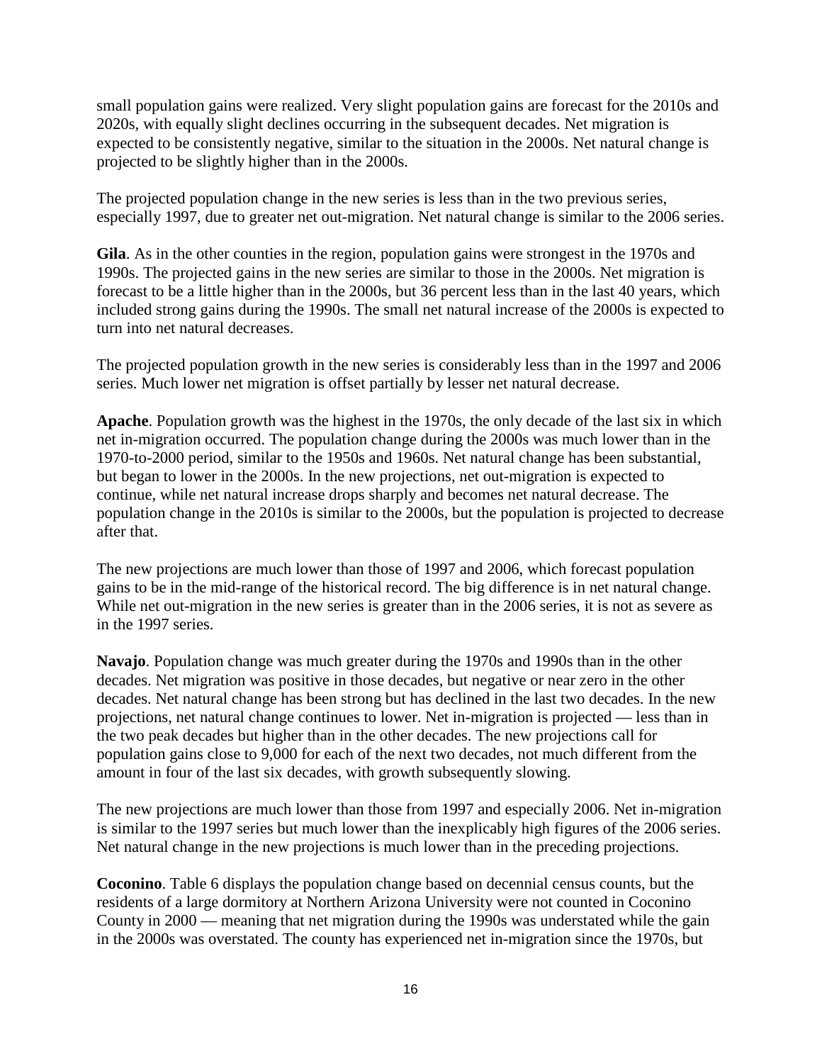small population gains were realized. Very slight population gains are forecast for the 2010s and 2020s, with equally slight declines occurring in the subsequent decades. Net migration is expected to be consistently negative, similar to the situation in the 2000s. Net natural change is projected to be slightly higher than in the 2000s.

The projected population change in the new series is less than in the two previous series, especially 1997, due to greater net out-migration. Net natural change is similar to the 2006 series.

**Gila**. As in the other counties in the region, population gains were strongest in the 1970s and 1990s. The projected gains in the new series are similar to those in the 2000s. Net migration is forecast to be a little higher than in the 2000s, but 36 percent less than in the last 40 years, which included strong gains during the 1990s. The small net natural increase of the 2000s is expected to turn into net natural decreases.

The projected population growth in the new series is considerably less than in the 1997 and 2006 series. Much lower net migration is offset partially by lesser net natural decrease.

**Apache**. Population growth was the highest in the 1970s, the only decade of the last six in which net in-migration occurred. The population change during the 2000s was much lower than in the 1970-to-2000 period, similar to the 1950s and 1960s. Net natural change has been substantial, but began to lower in the 2000s. In the new projections, net out-migration is expected to continue, while net natural increase drops sharply and becomes net natural decrease. The population change in the 2010s is similar to the 2000s, but the population is projected to decrease after that.

The new projections are much lower than those of 1997 and 2006, which forecast population gains to be in the mid-range of the historical record. The big difference is in net natural change. While net out-migration in the new series is greater than in the 2006 series, it is not as severe as in the 1997 series.

**Navajo**. Population change was much greater during the 1970s and 1990s than in the other decades. Net migration was positive in those decades, but negative or near zero in the other decades. Net natural change has been strong but has declined in the last two decades. In the new projections, net natural change continues to lower. Net in-migration is projected — less than in the two peak decades but higher than in the other decades. The new projections call for population gains close to 9,000 for each of the next two decades, not much different from the amount in four of the last six decades, with growth subsequently slowing.

The new projections are much lower than those from 1997 and especially 2006. Net in-migration is similar to the 1997 series but much lower than the inexplicably high figures of the 2006 series. Net natural change in the new projections is much lower than in the preceding projections.

**Coconino**. Table 6 displays the population change based on decennial census counts, but the residents of a large dormitory at Northern Arizona University were not counted in Coconino County in 2000 — meaning that net migration during the 1990s was understated while the gain in the 2000s was overstated. The county has experienced net in-migration since the 1970s, but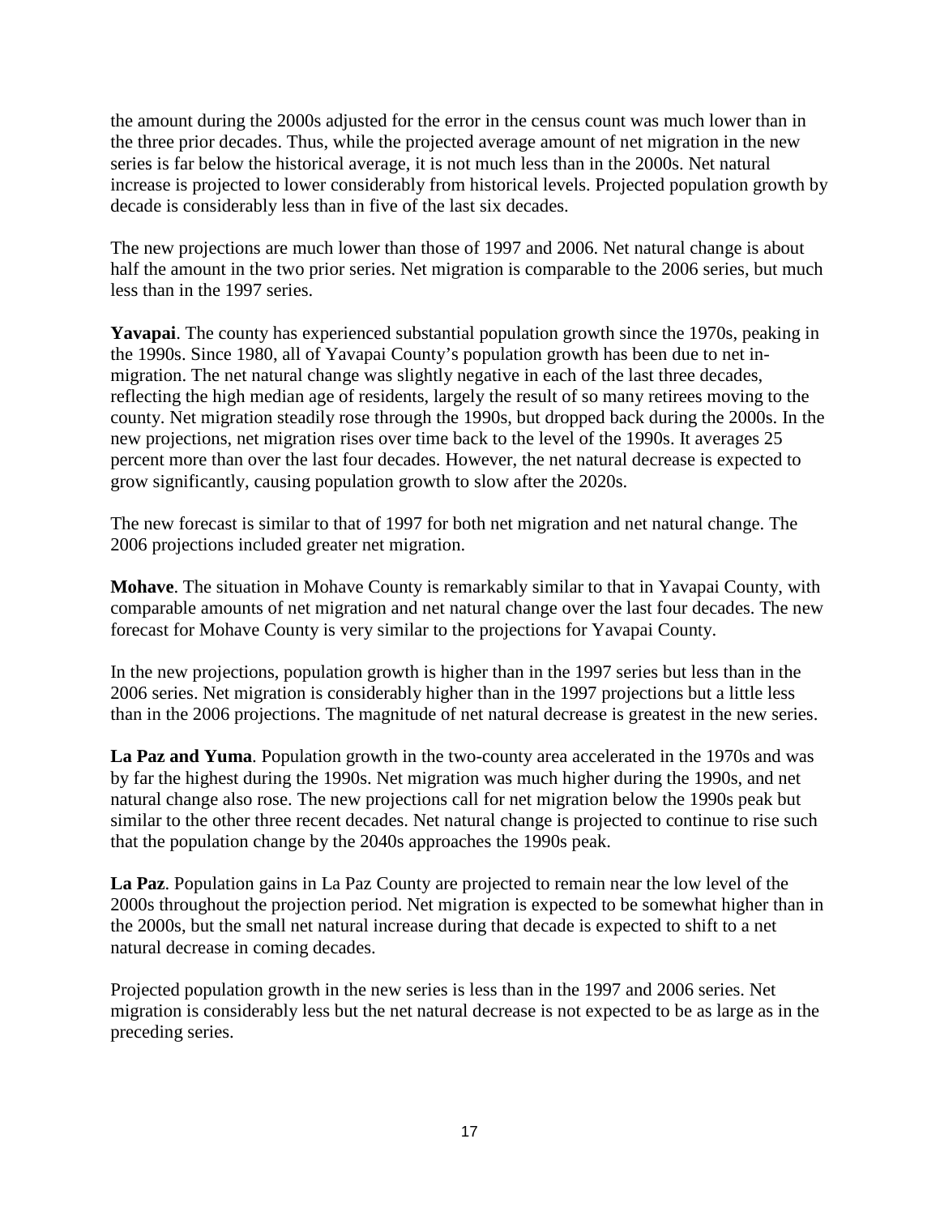the amount during the 2000s adjusted for the error in the census count was much lower than in the three prior decades. Thus, while the projected average amount of net migration in the new series is far below the historical average, it is not much less than in the 2000s. Net natural increase is projected to lower considerably from historical levels. Projected population growth by decade is considerably less than in five of the last six decades.

The new projections are much lower than those of 1997 and 2006. Net natural change is about half the amount in the two prior series. Net migration is comparable to the 2006 series, but much less than in the 1997 series.

**Yavapai**. The county has experienced substantial population growth since the 1970s, peaking in the 1990s. Since 1980, all of Yavapai County's population growth has been due to net in-migration. The net natural change was slightly negative in each of the last three decades, reflecting the high median age of residents, largely the result of so many retirees moving to the county. Net migration steadily rose through the 1990s, but dropped back during the 2000s. In the new projections, net migration rises over time back to the level of the 1990s. It averages 25 percent more than over the last four decades. However, the net natural decrease is expected to grow significantly, causing population growth to slow after the 2020s.

The new forecast is similar to that of 1997 for both net migration and net natural change. The 2006 projections included greater net migration.

**Mohave**. The situation in Mohave County is remarkably similar to that in Yavapai County, with comparable amounts of net migration and net natural change over the last four decades. The new forecast for Mohave County is very similar to the projections for Yavapai County.

In the new projections, population growth is higher than in the 1997 series but less than in the 2006 series. Net migration is considerably higher than in the 1997 projections but a little less than in the 2006 projections. The magnitude of net natural decrease is greatest in the new series.

**La Paz and Yuma**. Population growth in the two-county area accelerated in the 1970s and was by far the highest during the 1990s. Net migration was much higher during the 1990s, and net natural change also rose. The new projections call for net migration below the 1990s peak but similar to the other three recent decades. Net natural change is projected to continue to rise such that the population change by the 2040s approaches the 1990s peak.

**La Paz**. Population gains in La Paz County are projected to remain near the low level of the 2000s throughout the projection period. Net migration is expected to be somewhat higher than in the 2000s, but the small net natural increase during that decade is expected to shift to a net natural decrease in coming decades.

Projected population growth in the new series is less than in the 1997 and 2006 series. Net migration is considerably less but the net natural decrease is not expected to be as large as in the preceding series.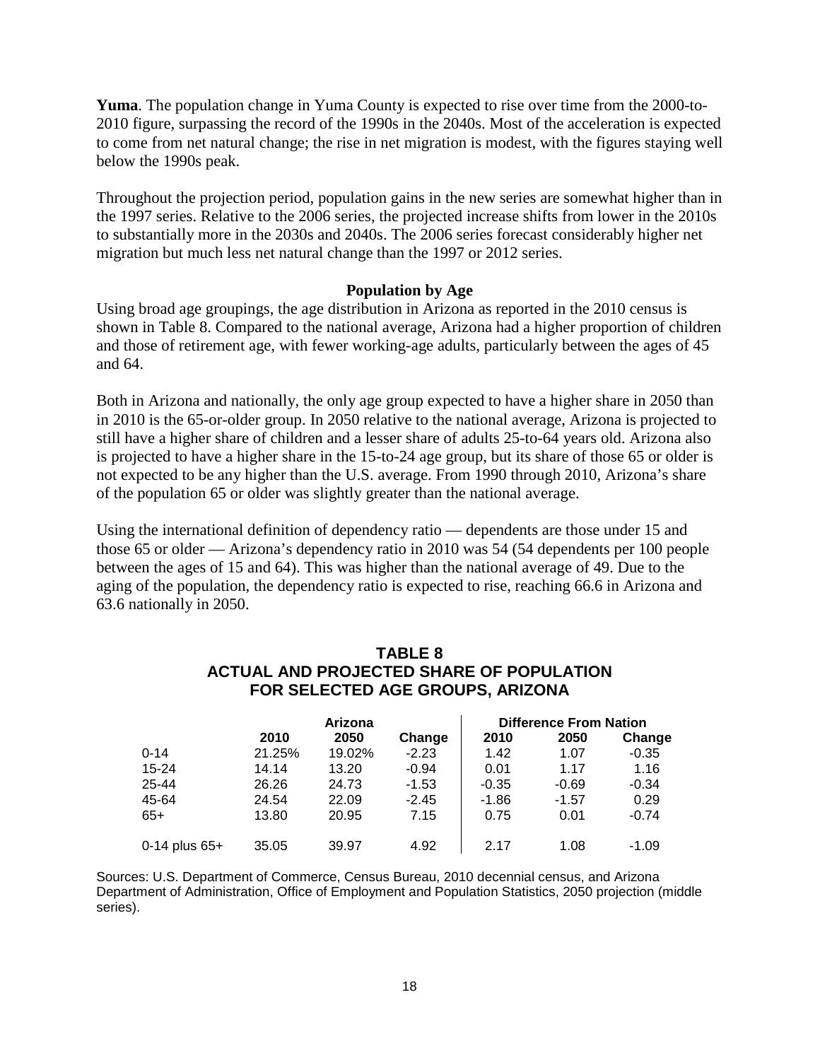**Yuma**. The population change in Yuma County is expected to rise over time from the 2000-to-2010 figure, surpassing the record of the 1990s in the 2040s. Most of the acceleration is expected to come from net natural change; the rise in net migration is modest, with the figures staying well below the 1990s peak.

Throughout the projection period, population gains in the new series are somewhat higher than in the 1997 series. Relative to the 2006 series, the projected increase shifts from lower in the 2010s to substantially more in the 2030s and 2040s. The 2006 series forecast considerably higher net migration but much less net natural change than the 1997 or 2012 series.

### Population by Age

Using broad age groupings, the age distribution in Arizona as reported in the 2010 census is shown in Table 8. Compared to the national average, Arizona had a higher proportion of children and those of retirement age, with fewer working-age adults, particularly between the ages of 45 and 64.

Both in Arizona and nationally, the only age group expected to have a higher share in 2050 than in 2010 is the 65-or-older group. In 2050 relative to the national average, Arizona is projected to still have a higher share of children and a lesser share of adults 25-to-64 years old. Arizona also is projected to have a higher share in the 15-to-24 age group, but its share of those 65 or older is not expected to be any higher than the U.S. average. From 1990 through 2010, Arizona's share of the population 65 or older was slightly greater than the national average.

Using the international definition of dependency ratio — dependents are those under 15 and those 65 or older — Arizona's dependency ratio in 2010 was 54 (54 dependents per 100 people between the ages of 15 and 64). This was higher than the national average of 49. Due to the aging of the population, the dependency ratio is expected to rise, reaching 66.6 in Arizona and 63.6 nationally in 2050.

**TABLE 8**
**ACTUAL AND PROJECTED SHARE OF POPULATION FOR SELECTED AGE GROUPS, ARIZONA**

| | Arizona | | | Difference From Nation | | |
|---|---|---|---|---|---|---|
| | 2010 | 2050 | Change | 2010 | 2050 | Change |
| 0-14 | 21.25% | 19.02% | -2.23 | 1.42 | 1.07 | -0.35 |
| 15-24 | 14.14 | 13.20 | -0.94 | 0.01 | 1.17 | 1.16 |
| 25-44 | 26.26 | 24.73 | -1.53 | -0.35 | -0.69 | -0.34 |
| 45-64 | 24.54 | 22.09 | -2.45 | -1.86 | -1.57 | 0.29 |
| 65+ | 13.80 | 20.95 | 7.15 | 0.75 | 0.01 | -0.74 |
| 0-14 plus 65+ | 35.05 | 39.97 | 4.92 | 2.17 | 1.08 | -1.09 |

Sources: U.S. Department of Commerce, Census Bureau, 2010 decennial census, and Arizona Department of Administration, Office of Employment and Population Statistics, 2050 projection (middle series).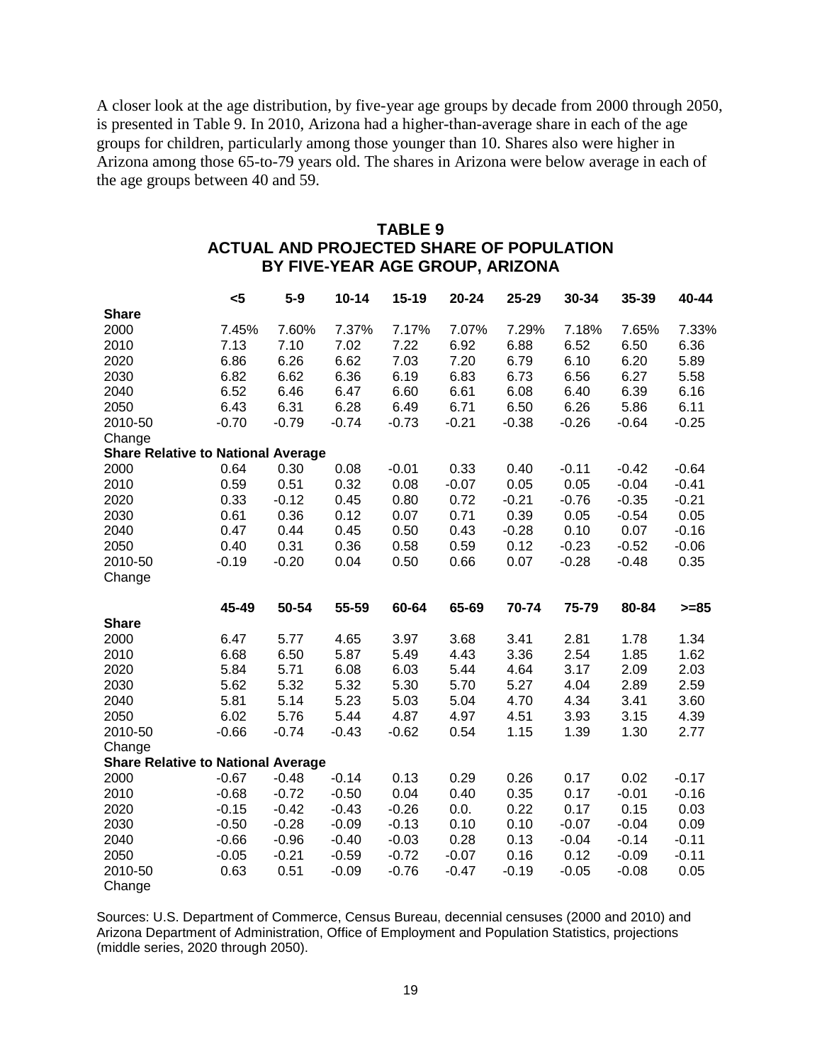A closer look at the age distribution, by five-year age groups by decade from 2000 through 2050, is presented in Table 9. In 2010, Arizona had a higher-than-average share in each of the age groups for children, particularly among those younger than 10. Shares also were higher in Arizona among those 65-to-79 years old. The shares in Arizona were below average in each of the age groups between 40 and 59.

**TABLE 9**
**ACTUAL AND PROJECTED SHARE OF POPULATION BY FIVE-YEAR AGE GROUP, ARIZONA**

| | <5 | 5-9 | 10-14 | 15-19 | 20-24 | 25-29 | 30-34 | 35-39 | 40-44 |
|---|---|---|---|---|---|---|---|---|---|
| **Share** | | | | | | | | | |
| 2000 | 7.45% | 7.60% | 7.37% | 7.17% | 7.07% | 7.29% | 7.18% | 7.65% | 7.33% |
| 2010 | 7.13 | 7.10 | 7.02 | 7.22 | 6.92 | 6.88 | 6.52 | 6.50 | 6.36 |
| 2020 | 6.86 | 6.26 | 6.62 | 7.03 | 7.20 | 6.79 | 6.10 | 6.20 | 5.89 |
| 2030 | 6.82 | 6.62 | 6.36 | 6.19 | 6.83 | 6.73 | 6.56 | 6.27 | 5.58 |
| 2040 | 6.52 | 6.46 | 6.47 | 6.60 | 6.61 | 6.08 | 6.40 | 6.39 | 6.16 |
| 2050 | 6.43 | 6.31 | 6.28 | 6.49 | 6.71 | 6.50 | 6.26 | 5.86 | 6.11 |
| 2010-50 Change | -0.70 | -0.79 | -0.74 | -0.73 | -0.21 | -0.38 | -0.26 | -0.64 | -0.25 |
| **Share Relative to National Average** | | | | | | | | | |
| 2000 | 0.64 | 0.30 | 0.08 | -0.01 | 0.33 | 0.40 | -0.11 | -0.42 | -0.64 |
| 2010 | 0.59 | 0.51 | 0.32 | 0.08 | -0.07 | 0.05 | 0.05 | -0.04 | -0.41 |
| 2020 | 0.33 | -0.12 | 0.45 | 0.80 | 0.72 | -0.21 | -0.76 | -0.35 | -0.21 |
| 2030 | 0.61 | 0.36 | 0.12 | 0.07 | 0.71 | 0.39 | 0.05 | -0.54 | 0.05 |
| 2040 | 0.47 | 0.44 | 0.45 | 0.50 | 0.43 | -0.28 | 0.10 | 0.07 | -0.16 |
| 2050 | 0.40 | 0.31 | 0.36 | 0.58 | 0.59 | 0.12 | -0.23 | -0.52 | -0.06 |
| 2010-50 Change | -0.19 | -0.20 | 0.04 | 0.50 | 0.66 | 0.07 | -0.28 | -0.48 | 0.35 |

| | 45-49 | 50-54 | 55-59 | 60-64 | 65-69 | 70-74 | 75-79 | 80-84 | >=85 |
|---|---|---|---|---|---|---|---|---|---|
| **Share** | | | | | | | | | |
| 2000 | 6.47 | 5.77 | 4.65 | 3.97 | 3.68 | 3.41 | 2.81 | 1.78 | 1.34 |
| 2010 | 6.68 | 6.50 | 5.87 | 5.49 | 4.43 | 3.36 | 2.54 | 1.85 | 1.62 |
| 2020 | 5.84 | 5.71 | 6.08 | 6.03 | 5.44 | 4.64 | 3.17 | 2.09 | 2.03 |
| 2030 | 5.62 | 5.32 | 5.32 | 5.30 | 5.70 | 5.27 | 4.04 | 2.89 | 2.59 |
| 2040 | 5.81 | 5.14 | 5.23 | 5.03 | 5.04 | 4.70 | 4.34 | 3.41 | 3.60 |
| 2050 | 6.02 | 5.76 | 5.44 | 4.87 | 4.97 | 4.51 | 3.93 | 3.15 | 4.39 |
| 2010-50 Change | -0.66 | -0.74 | -0.43 | -0.62 | 0.54 | 1.15 | 1.39 | 1.30 | 2.77 |
| **Share Relative to National Average** | | | | | | | | | |
| 2000 | -0.67 | -0.48 | -0.14 | 0.13 | 0.29 | 0.26 | 0.17 | 0.02 | -0.17 |
| 2010 | -0.68 | -0.72 | -0.50 | 0.04 | 0.40 | 0.35 | 0.17 | -0.01 | -0.16 |
| 2020 | -0.15 | -0.42 | -0.43 | -0.26 | 0.0. | 0.22 | 0.17 | 0.15 | 0.03 |
| 2030 | -0.50 | -0.28 | -0.09 | -0.13 | 0.10 | 0.10 | -0.07 | -0.04 | 0.09 |
| 2040 | -0.66 | -0.96 | -0.40 | -0.03 | 0.28 | 0.13 | -0.04 | -0.14 | -0.11 |
| 2050 | -0.05 | -0.21 | -0.59 | -0.72 | -0.07 | 0.16 | 0.12 | -0.09 | -0.11 |
| 2010-50 Change | 0.63 | 0.51 | -0.09 | -0.76 | -0.47 | -0.19 | -0.05 | -0.08 | 0.05 |

Sources: U.S. Department of Commerce, Census Bureau, decennial censuses (2000 and 2010) and Arizona Department of Administration, Office of Employment and Population Statistics, projections (middle series, 2020 through 2050).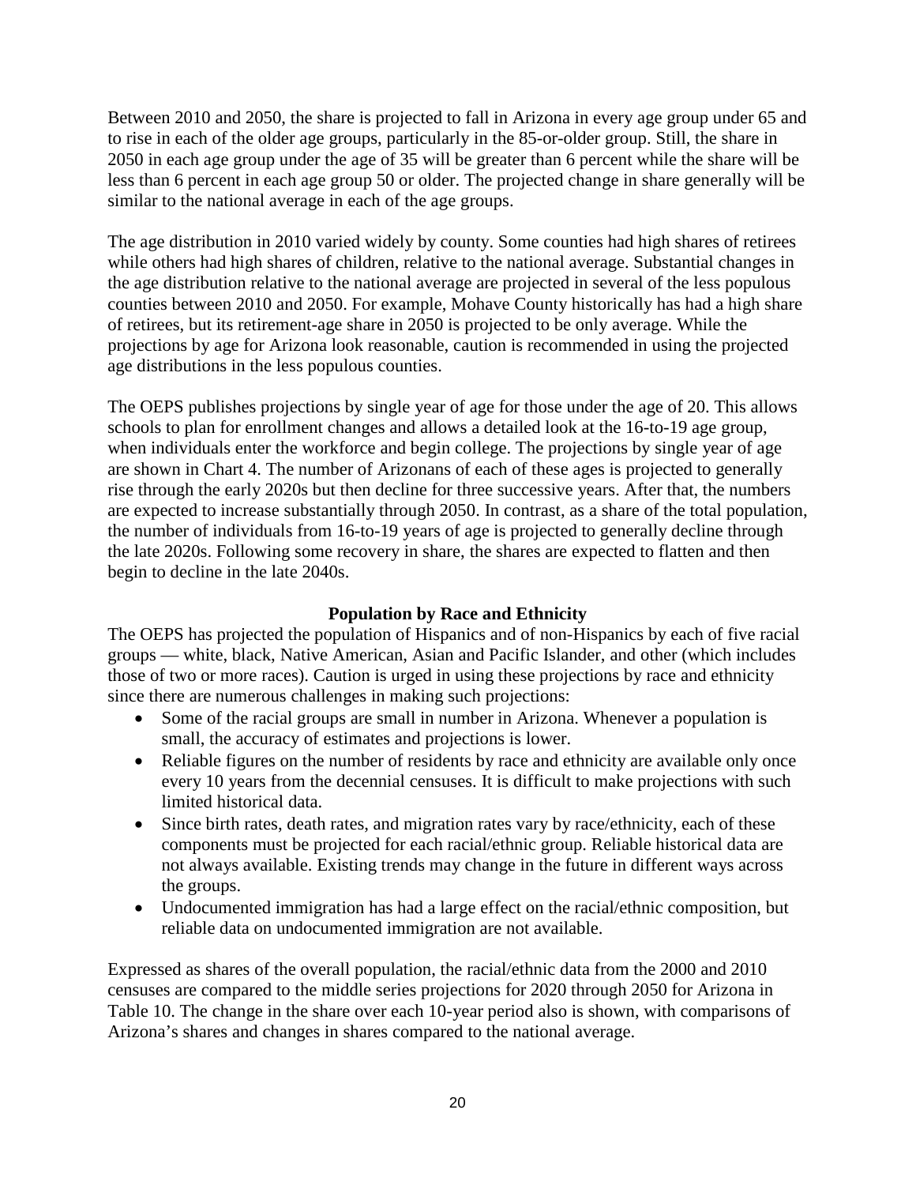Between 2010 and 2050, the share is projected to fall in Arizona in every age group under 65 and to rise in each of the older age groups, particularly in the 85-or-older group. Still, the share in 2050 in each age group under the age of 35 will be greater than 6 percent while the share will be less than 6 percent in each age group 50 or older. The projected change in share generally will be similar to the national average in each of the age groups.

The age distribution in 2010 varied widely by county. Some counties had high shares of retirees while others had high shares of children, relative to the national average. Substantial changes in the age distribution relative to the national average are projected in several of the less populous counties between 2010 and 2050. For example, Mohave County historically has had a high share of retirees, but its retirement-age share in 2050 is projected to be only average. While the projections by age for Arizona look reasonable, caution is recommended in using the projected age distributions in the less populous counties.

The OEPS publishes projections by single year of age for those under the age of 20. This allows schools to plan for enrollment changes and allows a detailed look at the 16-to-19 age group, when individuals enter the workforce and begin college. The projections by single year of age are shown in Chart 4. The number of Arizonans of each of these ages is projected to generally rise through the early 2020s but then decline for three successive years. After that, the numbers are expected to increase substantially through 2050. In contrast, as a share of the total population, the number of individuals from 16-to-19 years of age is projected to generally decline through the late 2020s. Following some recovery in share, the shares are expected to flatten and then begin to decline in the late 2040s.

## Population by Race and Ethnicity

The OEPS has projected the population of Hispanics and of non-Hispanics by each of five racial groups — white, black, Native American, Asian and Pacific Islander, and other (which includes those of two or more races). Caution is urged in using these projections by race and ethnicity since there are numerous challenges in making such projections:

- Some of the racial groups are small in number in Arizona. Whenever a population is small, the accuracy of estimates and projections is lower.
- Reliable figures on the number of residents by race and ethnicity are available only once every 10 years from the decennial censuses. It is difficult to make projections with such limited historical data.
- Since birth rates, death rates, and migration rates vary by race/ethnicity, each of these components must be projected for each racial/ethnic group. Reliable historical data are not always available. Existing trends may change in the future in different ways across the groups.
- Undocumented immigration has had a large effect on the racial/ethnic composition, but reliable data on undocumented immigration are not available.

Expressed as shares of the overall population, the racial/ethnic data from the 2000 and 2010 censuses are compared to the middle series projections for 2020 through 2050 for Arizona in Table 10. The change in the share over each 10-year period also is shown, with comparisons of Arizona's shares and changes in shares compared to the national average.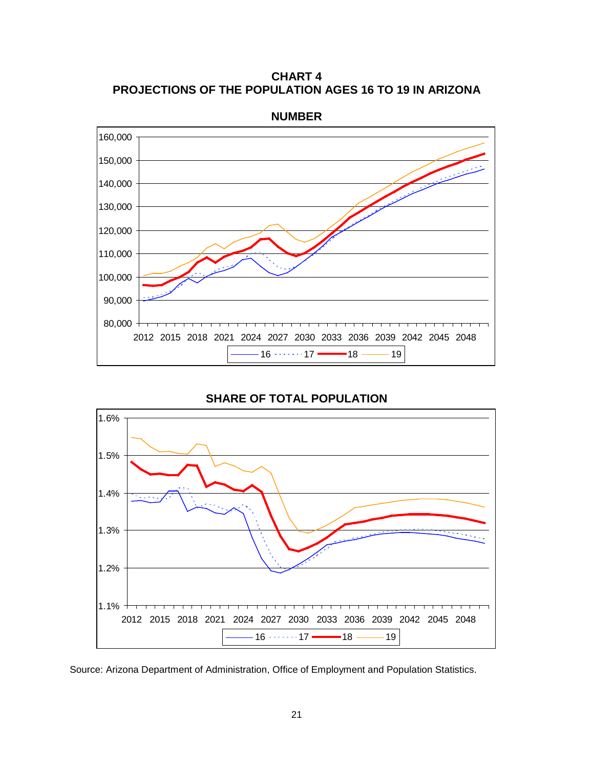**CHART 4**
**PROJECTIONS OF THE POPULATION AGES 16 TO 19 IN ARIZONA**

**NUMBER**

**SHARE OF TOTAL POPULATION**

Source: Arizona Department of Administration, Office of Employment and Population Statistics.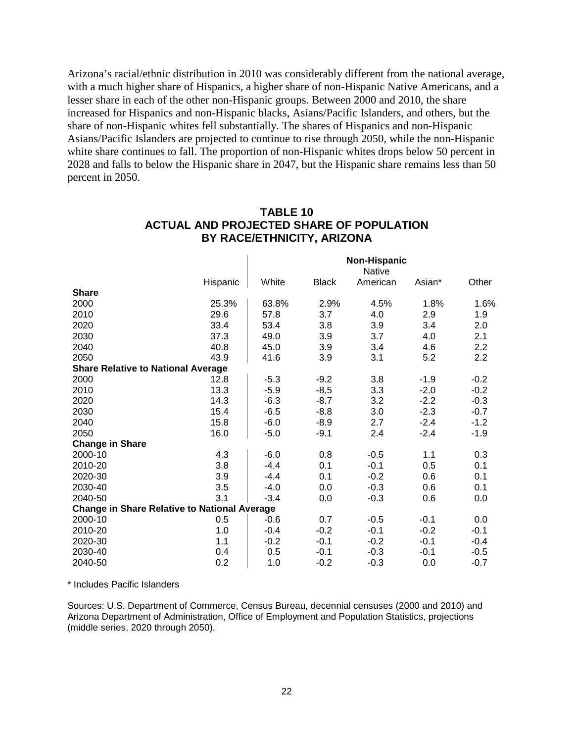Arizona's racial/ethnic distribution in 2010 was considerably different from the national average, with a much higher share of Hispanics, a higher share of non-Hispanic Native Americans, and a lesser share in each of the other non-Hispanic groups. Between 2000 and 2010, the share increased for Hispanics and non-Hispanic blacks, Asians/Pacific Islanders, and others, but the share of non-Hispanic whites fell substantially. The shares of Hispanics and non-Hispanic Asians/Pacific Islanders are projected to continue to rise through 2050, while the non-Hispanic white share continues to fall. The proportion of non-Hispanic whites drops below 50 percent in 2028 and falls to below the Hispanic share in 2047, but the Hispanic share remains less than 50 percent in 2050.

## TABLE 10
## ACTUAL AND PROJECTED SHARE OF POPULATION BY RACE/ETHNICITY, ARIZONA

| | | Non-Hispanic | | | | |
|---|---|---|---|---|---|---|
| | Hispanic | White | Black | Native American | Asian* | Other |
| **Share** | | | | | | |
| 2000 | 25.3% | 63.8% | 2.9% | 4.5% | 1.8% | 1.6% |
| 2010 | 29.6 | 57.8 | 3.7 | 4.0 | 2.9 | 1.9 |
| 2020 | 33.4 | 53.4 | 3.8 | 3.9 | 3.4 | 2.0 |
| 2030 | 37.3 | 49.0 | 3.9 | 3.7 | 4.0 | 2.1 |
| 2040 | 40.8 | 45.0 | 3.9 | 3.4 | 4.6 | 2.2 |
| 2050 | 43.9 | 41.6 | 3.9 | 3.1 | 5.2 | 2.2 |
| **Share Relative to National Average** | | | | | | |
| 2000 | 12.8 | -5.3 | -9.2 | 3.8 | -1.9 | -0.2 |
| 2010 | 13.3 | -5.9 | -8.5 | 3.3 | -2.0 | -0.2 |
| 2020 | 14.3 | -6.3 | -8.7 | 3.2 | -2.2 | -0.3 |
| 2030 | 15.4 | -6.5 | -8.8 | 3.0 | -2.3 | -0.7 |
| 2040 | 15.8 | -6.0 | -8.9 | 2.7 | -2.4 | -1.2 |
| 2050 | 16.0 | -5.0 | -9.1 | 2.4 | -2.4 | -1.9 |
| **Change in Share** | | | | | | |
| 2000-10 | 4.3 | -6.0 | 0.8 | -0.5 | 1.1 | 0.3 |
| 2010-20 | 3.8 | -4.4 | 0.1 | -0.1 | 0.5 | 0.1 |
| 2020-30 | 3.9 | -4.4 | 0.1 | -0.2 | 0.6 | 0.1 |
| 2030-40 | 3.5 | -4.0 | 0.0 | -0.3 | 0.6 | 0.1 |
| 2040-50 | 3.1 | -3.4 | 0.0 | -0.3 | 0.6 | 0.0 |
| **Change in Share Relative to National Average** | | | | | | |
| 2000-10 | 0.5 | -0.6 | 0.7 | -0.5 | -0.1 | 0.0 |
| 2010-20 | 1.0 | -0.4 | -0.2 | -0.1 | -0.2 | -0.1 |
| 2020-30 | 1.1 | -0.2 | -0.1 | -0.2 | -0.1 | -0.4 |
| 2030-40 | 0.4 | 0.5 | -0.1 | -0.3 | -0.1 | -0.5 |
| 2040-50 | 0.2 | 1.0 | -0.2 | -0.3 | 0.0 | -0.7 |

\* Includes Pacific Islanders

Sources: U.S. Department of Commerce, Census Bureau, decennial censuses (2000 and 2010) and Arizona Department of Administration, Office of Employment and Population Statistics, projections (middle series, 2020 through 2050).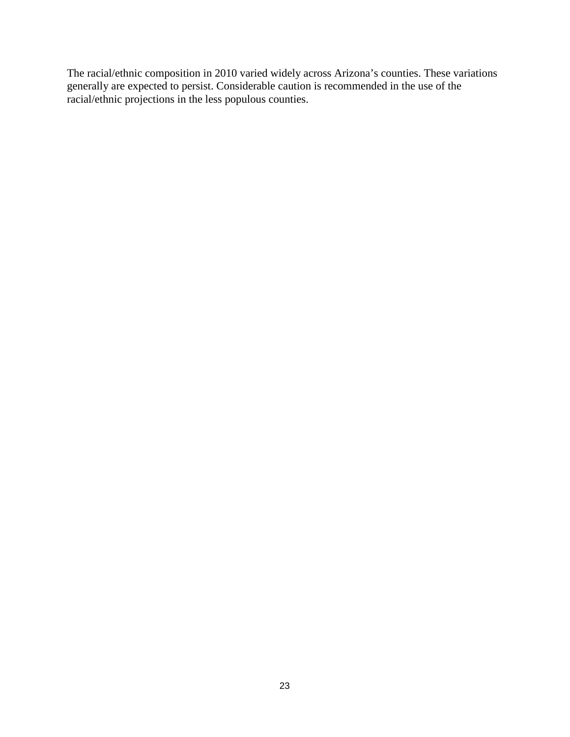The racial/ethnic composition in 2010 varied widely across Arizona’s counties. These variations generally are expected to persist. Considerable caution is recommended in the use of the racial/ethnic projections in the less populous counties.